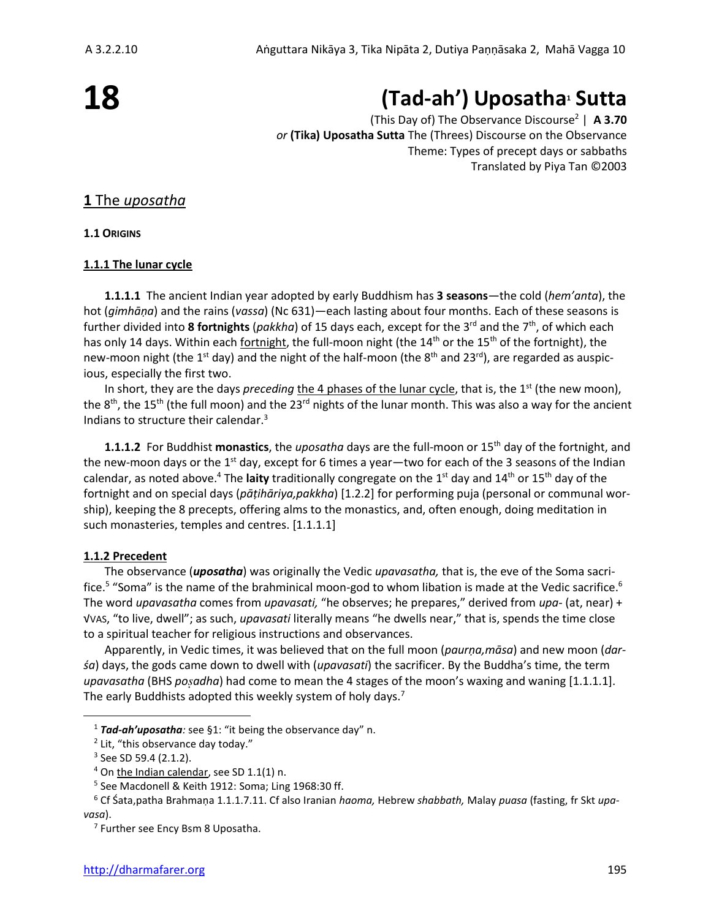# 18

# (Tad-ah') Uposatha[1] Sutta

(This Day of) The Observance Discourse[2] | **A 3.70**
*or* **(Tika) Uposatha Sutta** The (Threes) Discourse on the Observance
Theme: Types of precept days or sabbaths
Translated by Piya Tan ©2003

## 1 The *uposatha*

### 1.1 ORIGINS

#### 1.1.1 The lunar cycle

**1.1.1.1** The ancient Indian year adopted by early Buddhism has **3 seasons**—the cold (*hem'anta*), the hot (*gimhāṇa*) and the rains (*vassa*) (Nc 631)—each lasting about four months. Each of these seasons is further divided into **8 fortnights** (*pakkha*) of 15 days each, except for the 3rd and the 7th, of which each has only 14 days. Within each fortnight, the full-moon night (the 14th or the 15th of the fortnight), the new-moon night (the 1st day) and the night of the half-moon (the 8th and 23rd), are regarded as auspicious, especially the first two.

In short, they are the days *preceding* the 4 phases of the lunar cycle, that is, the 1st (the new moon), the 8th, the 15th (the full moon) and the 23rd nights of the lunar month. This was also a way for the ancient Indians to structure their calendar.[3]

**1.1.1.2** For Buddhist **monastics**, the *uposatha* days are the full-moon or 15th day of the fortnight, and the new-moon days or the 1st day, except for 6 times a year—two for each of the 3 seasons of the Indian calendar, as noted above.[4] The **laity** traditionally congregate on the 1st day and 14th or 15th day of the fortnight and on special days (*pāṭihāriya,pakkha*) [1.2.2] for performing puja (personal or communal worship), keeping the 8 precepts, offering alms to the monastics, and, often enough, doing meditation in such monasteries, temples and centres. [1.1.1.1]

#### 1.1.2 Precedent

The observance (***uposatha***) was originally the Vedic *upavasatha,* that is, the eve of the Soma sacrifice.[5] "Soma" is the name of the brahminical moon-god to whom libation is made at the Vedic sacrifice.[6] The word *upavasatha* comes from *upavasati,* "he observes; he prepares," derived from *upa-* (at, near) + √VAS, "to live, dwell"; as such, *upavasati* literally means "he dwells near," that is, spends the time close to a spiritual teacher for religious instructions and observances.

Apparently, in Vedic times, it was believed that on the full moon (*paurṇa,māsa*) and new moon (*darśa*) days, the gods came down to dwell with (*upavasati*) the sacrificer. By the Buddha's time, the term *upavasatha* (BHS *poṣadha*) had come to mean the 4 stages of the moon's waxing and waning [1.1.1.1]. The early Buddhists adopted this weekly system of holy days.[7]

---

[1] ***Tad-ah'uposatha:*** see §1: "it being the observance day" n.

[2] Lit, "this observance day today."

[3] See SD 59.4 (2.1.2).

[4] On the Indian calendar, see SD 1.1(1) n.

[5] See Macdonell & Keith 1912: Soma; Ling 1968:30 ff.

[6] Cf Śata,patha Brahmaṇa 1.1.1.7.11. Cf also Iranian *haoma,* Hebrew *shabbath,* Malay *puasa* (fasting, fr Skt *upavasa*).

[7] Further see Ency Bsm 8 Uposatha.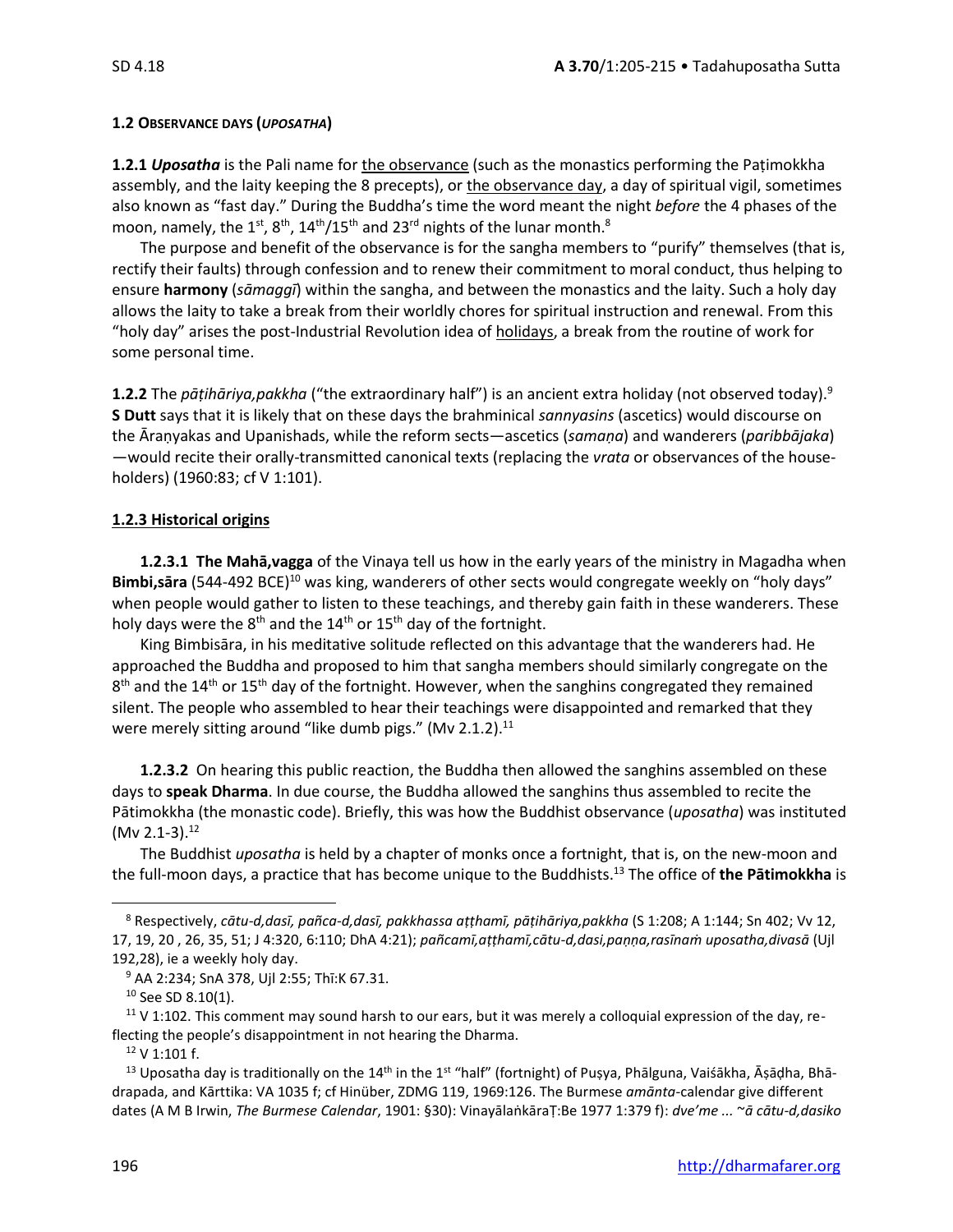### 1.2 OBSERVANCE DAYS (*UPOSATHA*)

**1.2.1** ***Uposatha*** is the Pali name for the observance (such as the monastics performing the Paṭimokkha assembly, and the laity keeping the 8 precepts), or the observance day, a day of spiritual vigil, sometimes also known as "fast day." During the Buddha's time the word meant the night *before* the 4 phases of the moon, namely, the 1st, 8th, 14th/15th and 23rd nights of the lunar month.[8]

The purpose and benefit of the observance is for the sangha members to "purify" themselves (that is, rectify their faults) through confession and to renew their commitment to moral conduct, thus helping to ensure **harmony** (*sāmaggī*) within the sangha, and between the monastics and the laity. Such a holy day allows the laity to take a break from their worldly chores for spiritual instruction and renewal. From this "holy day" arises the post-Industrial Revolution idea of holidays, a break from the routine of work for some personal time.

**1.2.2** The *pāṭihāriya,pakkha* ("the extraordinary half") is an ancient extra holiday (not observed today).[9] **S Dutt** says that it is likely that on these days the brahminical *sannyasins* (ascetics) would discourse on the Āraṇyakas and Upanishads, while the reform sects—ascetics (*samaṇa*) and wanderers (*paribbājaka*)—would recite their orally-transmitted canonical texts (replacing the *vrata* or observances of the householders) (1960:83; cf V 1:101).

#### 1.2.3 Historical origins

**1.2.3.1 The Mahā,vagga** of the Vinaya tell us how in the early years of the ministry in Magadha when **Bimbi,sāra** (544-492 BCE)[10] was king, wanderers of other sects would congregate weekly on "holy days" when people would gather to listen to these teachings, and thereby gain faith in these wanderers. These holy days were the 8th and the 14th or 15th day of the fortnight.

King Bimbisāra, in his meditative solitude reflected on this advantage that the wanderers had. He approached the Buddha and proposed to him that sangha members should similarly congregate on the 8th and the 14th or 15th day of the fortnight. However, when the sanghins congregated they remained silent. The people who assembled to hear their teachings were disappointed and remarked that they were merely sitting around "like dumb pigs." (Mv 2.1.2).[11]

**1.2.3.2** On hearing this public reaction, the Buddha then allowed the sanghins assembled on these days to **speak Dharma**. In due course, the Buddha allowed the sanghins thus assembled to recite the Pātimokkha (the monastic code). Briefly, this was how the Buddhist observance (*uposatha*) was instituted (Mv 2.1-3).[12]

The Buddhist *uposatha* is held by a chapter of monks once a fortnight, that is, on the new-moon and the full-moon days, a practice that has become unique to the Buddhists.[13] The office of **the Pātimokkha** is

---

[8] Respectively, *cātu-d,dasī, pañca-d,dasī, pakkhassa aṭṭhamī, pāṭihāriya,pakkha* (S 1:208; A 1:144; Sn 402; Vv 12, 17, 19, 20 , 26, 35, 51; J 4:320, 6:110; DhA 4:21); *pañcamī,aṭṭhamī,cātu-d,dasi,paṇṇa,rasīnaṁ uposatha,divasā* (Ujl 192,28), ie a weekly holy day.

[9] AA 2:234; SnA 378, Ujl 2:55; Thī:K 67.31.

[10] See SD 8.10(1).

[11] V 1:102. This comment may sound harsh to our ears, but it was merely a colloquial expression of the day, reflecting the people's disappointment in not hearing the Dharma.

[12] V 1:101 f.

[13] Uposatha day is traditionally on the 14th in the 1st "half" (fortnight) of Puṣya, Phālguna, Vaiśākha, Āṣāḍha, Bhādrapada, and Kārttika: VA 1035 f; cf Hinüber, ZDMG 119, 1969:126. The Burmese *amānta*-calendar give different dates (A M B Irwin, *The Burmese Calendar*, 1901: §30): VinayālaṅkāraṬ:Be 1977 1:379 f): *dve'me ... ~ā cātu-d,dasiko*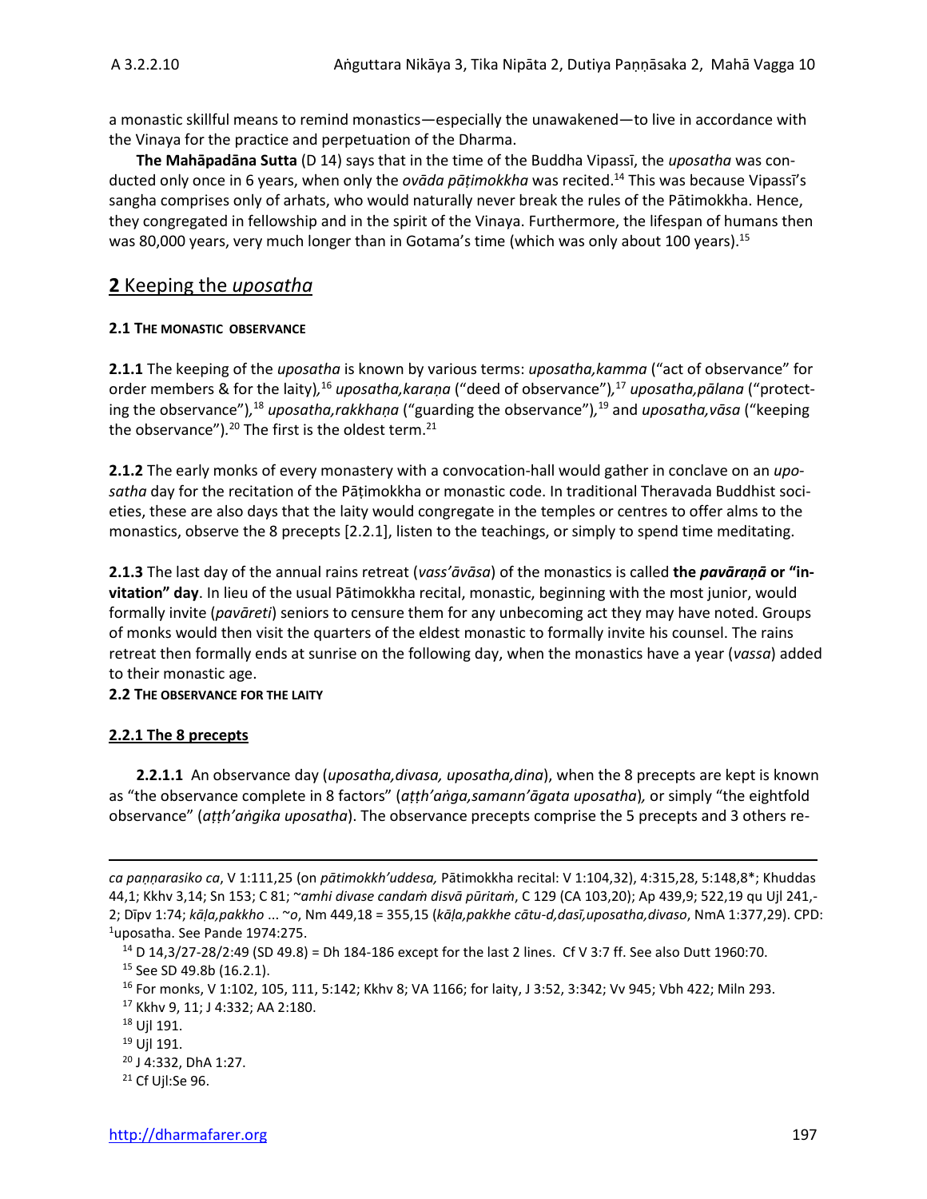a monastic skillful means to remind monastics—especially the unawakened—to live in accordance with the Vinaya for the practice and perpetuation of the Dharma.

**The Mahāpadāna Sutta** (D 14) says that in the time of the Buddha Vipassī, the *uposatha* was conducted only once in 6 years, when only the *ovāda pāṭimokkha* was recited.[14] This was because Vipassī's sangha comprises only of arhats, who would naturally never break the rules of the Pātimokkha. Hence, they congregated in fellowship and in the spirit of the Vinaya. Furthermore, the lifespan of humans then was 80,000 years, very much longer than in Gotama's time (which was only about 100 years).[15]

## 2 Keeping the *uposatha*

### 2.1 The monastic observance

**2.1.1** The keeping of the *uposatha* is known by various terms: *uposatha,kamma* ("act of observance" for order members & for the laity),[16] *uposatha,karaṇa* ("deed of observance"),[17] *uposatha,pālana* ("protecting the observance"),[18] *uposatha,rakkhaṇa* ("guarding the observance"),[19] and *uposatha,vāsa* ("keeping the observance").[20] The first is the oldest term.[21]

**2.1.2** The early monks of every monastery with a convocation-hall would gather in conclave on an *uposatha* day for the recitation of the Pāṭimokkha or monastic code. In traditional Theravada Buddhist societies, these are also days that the laity would congregate in the temples or centres to offer alms to the monastics, observe the 8 precepts [2.2.1], listen to the teachings, or simply to spend time meditating.

**2.1.3** The last day of the annual rains retreat (*vass'āvāsa*) of the monastics is called **the *pavāraṇā* or "invitation" day**. In lieu of the usual Pātimokkha recital, monastic, beginning with the most junior, would formally invite (*pavāreti*) seniors to censure them for any unbecoming act they may have noted. Groups of monks would then visit the quarters of the eldest monastic to formally invite his counsel. The rains retreat then formally ends at sunrise on the following day, when the monastics have a year (*vassa*) added to their monastic age.

### 2.2 The observance for the laity

#### 2.2.1 The 8 precepts

**2.2.1.1** An observance day (*uposatha,divasa, uposatha,dina*), when the 8 precepts are kept is known as "the observance complete in 8 factors" (*aṭṭh'aṅga,samann'āgata uposatha*), or simply "the eightfold observance" (*aṭṭh'aṅgika uposatha*). The observance precepts comprise the 5 precepts and 3 others re-

---

*ca paṇṇarasiko ca*, V 1:111,25 (on *pātimokkh'uddesa,* Pātimokkha recital: V 1:104,32), 4:315,28, 5:148,8*; Khuddas 44,1; Kkhv 3,14; Sn 153; C 81; ~*amhi divase candaṁ disvā pūritaṁ*, C 129 (CA 103,20); Ap 439,9; 522,19 qu Ujl 241,-2; Dīpv 1:74; *kāḷa,pakkho* ... ~*o*, Nm 449,18 = 355,15 (*kāḷa,pakkhe cātu-d,dasī,uposatha,divaso*, NmA 1:377,29). CPD: ¹uposatha. See Pande 1974:275.

[14] D 14,3/27-28/2:49 (SD 49.8) = Dh 184-186 except for the last 2 lines. Cf V 3:7 ff. See also Dutt 1960:70.

[15] See SD 49.8b (16.2.1).

[16] For monks, V 1:102, 105, 111, 5:142; Kkhv 8; VA 1166; for laity, J 3:52, 3:342; Vv 945; Vbh 422; Miln 293.

[17] Kkhv 9, 11; J 4:332; AA 2:180.

[18] Ujl 191.

[19] Ujl 191.

[20] J 4:332, DhA 1:27.

[21] Cf Ujl:Se 96.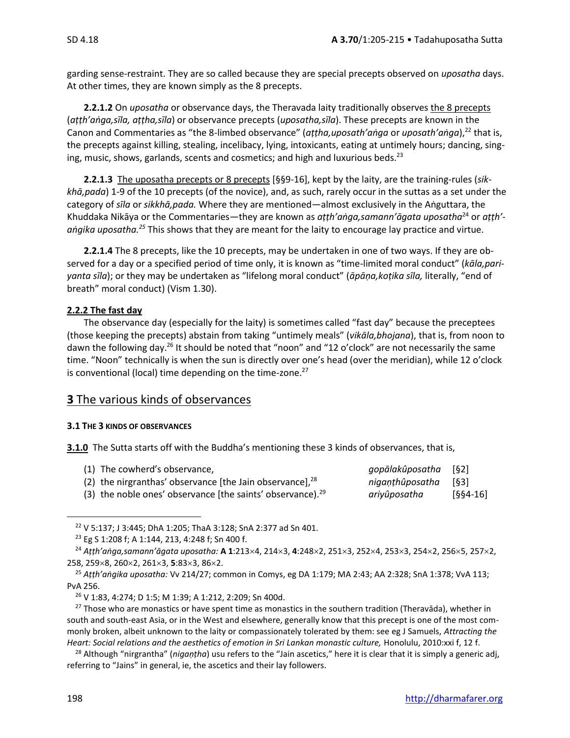garding sense-restraint. They are so called because they are special precepts observed on *uposatha* days. At other times, they are known simply as the 8 precepts.

**2.2.1.2** On *uposatha* or observance days, the Theravada laity traditionally observes the 8 precepts (*aṭṭh'aṅga,sīla, aṭṭha,sīla*) or observance precepts (*uposatha,sīla*). These precepts are known in the Canon and Commentaries as "the 8-limbed observance" (*aṭṭha,uposath'aṅga* or *uposath'aṅga*),[22] that is, the precepts against killing, stealing, incelibacy, lying, intoxicants, eating at untimely hours; dancing, singing, music, shows, garlands, scents and cosmetics; and high and luxurious beds.[23]

**2.2.1.3** The uposatha precepts or 8 precepts [§§9-16], kept by the laity, are the training-rules (*sikkhā,pada*) 1-9 of the 10 precepts (of the novice), and, as such, rarely occur in the suttas as a set under the category of *sīla* or *sikkhā,pada.* Where they are mentioned—almost exclusively in the Aṅguttara, the Khuddaka Nikāya or the Commentaries—they are known as *aṭṭh'aṅga,samann'āgata uposatha*[24] or *aṭṭh'aṅgika uposatha.*[25] This shows that they are meant for the laity to encourage lay practice and virtue.

**2.2.1.4** The 8 precepts, like the 10 precepts, may be undertaken in one of two ways. If they are observed for a day or a specified period of time only, it is known as "time-limited moral conduct" (*kāla,pariyanta sīla*); or they may be undertaken as "lifelong moral conduct" (*āpāṇa,koṭika sīla,* literally, "end of breath" moral conduct) (Vism 1.30).

**2.2.2 The fast day**

The observance day (especially for the laity) is sometimes called "fast day" because the preceptees (those keeping the precepts) abstain from taking "untimely meals" (*vikāla,bhojana*), that is, from noon to dawn the following day.[26] It should be noted that "noon" and "12 o'clock" are not necessarily the same time. "Noon" technically is when the sun is directly over one's head (over the meridian), while 12 o'clock is conventional (local) time depending on the time-zone.[27]

## 3 The various kinds of observances

### 3.1 The 3 kinds of observances

**3.1.0** The Sutta starts off with the Buddha's mentioning these 3 kinds of observances, that is,

| | | |
|---|---|---|
| (1) The cowherd's observance, | *gopālakûposatha* | [§2] |
| (2) the nirgranthas' observance [the Jain observance],[28] | *nigaṇṭhûposatha* | [§3] |
| (3) the noble ones' observance [the saints' observance].[29] | *ariyûposatha* | [§§4-16] |

---

[22] V 5:137; J 3:445; DhA 1:205; ThaA 3:128; SnA 2:377 ad Sn 401.

[23] Eg S 1:208 f; A 1:144, 213, 4:248 f; Sn 400 f.

[24] *Aṭṭh'aṅga,samann'āgata uposatha:* **A 1**:213×4, 214×3, **4**:248×2, 251×3, 252×4, 253×3, 254×2, 256×5, 257×2, 258, 259×8, 260×2, 261×3, **5**:83×3, 86×2.

[25] *Aṭṭh'aṅgika uposatha:* Vv 214/27; common in Comys, eg DA 1:179; MA 2:43; AA 2:328; SnA 1:378; VvA 113; PvA 256.

[26] V 1:83, 4:274; D 1:5; M 1:39; A 1:212, 2:209; Sn 400d.

[27] Those who are monastics or have spent time as monastics in the southern tradition (Theravāda), whether in south and south-east Asia, or in the West and elsewhere, generally know that this precept is one of the most commonly broken, albeit unknown to the laity or compassionately tolerated by them: see eg J Samuels, *Attracting the Heart: Social relations and the aesthetics of emotion in Sri Lankan monastic culture,* Honolulu, 2010:xxi f, 12 f.

[28] Although "nirgrantha" (*nigaṇṭha*) usu refers to the "Jain ascetics," here it is clear that it is simply a generic adj, referring to "Jains" in general, ie, the ascetics and their lay followers.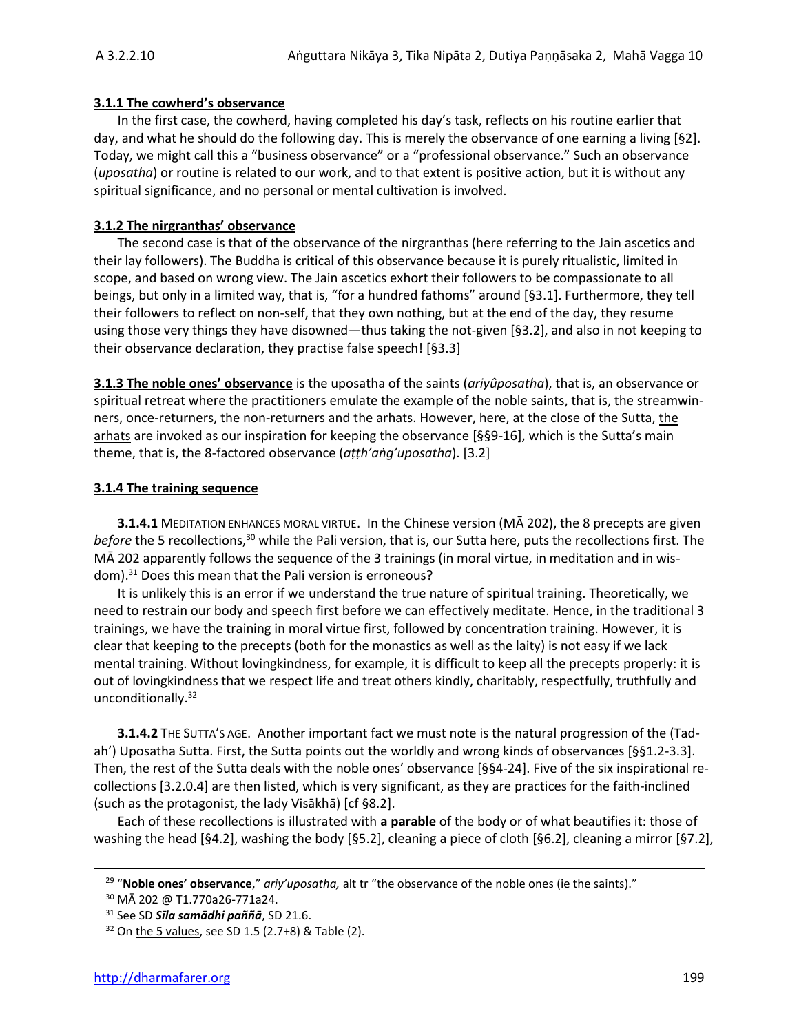**3.1.1 The cowherd's observance**

In the first case, the cowherd, having completed his day's task, reflects on his routine earlier that day, and what he should do the following day. This is merely the observance of one earning a living [§2]. Today, we might call this a "business observance" or a "professional observance." Such an observance (*uposatha*) or routine is related to our work, and to that extent is positive action, but it is without any spiritual significance, and no personal or mental cultivation is involved.

**3.1.2 The nirgranthas' observance**

The second case is that of the observance of the nirgranthas (here referring to the Jain ascetics and their lay followers). The Buddha is critical of this observance because it is purely ritualistic, limited in scope, and based on wrong view. The Jain ascetics exhort their followers to be compassionate to all beings, but only in a limited way, that is, "for a hundred fathoms" around [§3.1]. Furthermore, they tell their followers to reflect on non-self, that they own nothing, but at the end of the day, they resume using those very things they have disowned—thus taking the not-given [§3.2], and also in not keeping to their observance declaration, they practise false speech! [§3.3]

**3.1.3 The noble ones' observance** is the uposatha of the saints (*ariyûposatha*), that is, an observance or spiritual retreat where the practitioners emulate the example of the noble saints, that is, the streamwinners, once-returners, the non-returners and the arhats. However, here, at the close of the Sutta, the arhats are invoked as our inspiration for keeping the observance [§§9-16], which is the Sutta's main theme, that is, the 8-factored observance (*aṭṭh'aṅg'uposatha*). [3.2]

**3.1.4 The training sequence**

**3.1.4.1** MEDITATION ENHANCES MORAL VIRTUE. In the Chinese version (MĀ 202), the 8 precepts are given *before* the 5 recollections,[30] while the Pali version, that is, our Sutta here, puts the recollections first. The MĀ 202 apparently follows the sequence of the 3 trainings (in moral virtue, in meditation and in wisdom).[31] Does this mean that the Pali version is erroneous?

It is unlikely this is an error if we understand the true nature of spiritual training. Theoretically, we need to restrain our body and speech first before we can effectively meditate. Hence, in the traditional 3 trainings, we have the training in moral virtue first, followed by concentration training. However, it is clear that keeping to the precepts (both for the monastics as well as the laity) is not easy if we lack mental training. Without lovingkindness, for example, it is difficult to keep all the precepts properly: it is out of lovingkindness that we respect life and treat others kindly, charitably, respectfully, truthfully and unconditionally.[32]

**3.1.4.2** THE SUTTA'S AGE. Another important fact we must note is the natural progression of the (Tadah') Uposatha Sutta. First, the Sutta points out the worldly and wrong kinds of observances [§§1.2-3.3]. Then, the rest of the Sutta deals with the noble ones' observance [§§4-24]. Five of the six inspirational recollections [3.2.0.4] are then listed, which is very significant, as they are practices for the faith-inclined (such as the protagonist, the lady Visākhā) [cf §8.2].

Each of these recollections is illustrated with **a parable** of the body or of what beautifies it: those of washing the head [§4.2], washing the body [§5.2], cleaning a piece of cloth [§6.2], cleaning a mirror [§7.2],

---

[29] "**Noble ones' observance**," *ariy'uposatha,* alt tr "the observance of the noble ones (ie the saints)."

[30] MĀ 202 @ T1.770a26-771a24.

[31] See SD ***Sīla samādhi paññā***, SD 21.6.

[32] On the 5 values, see SD 1.5 (2.7+8) & Table (2).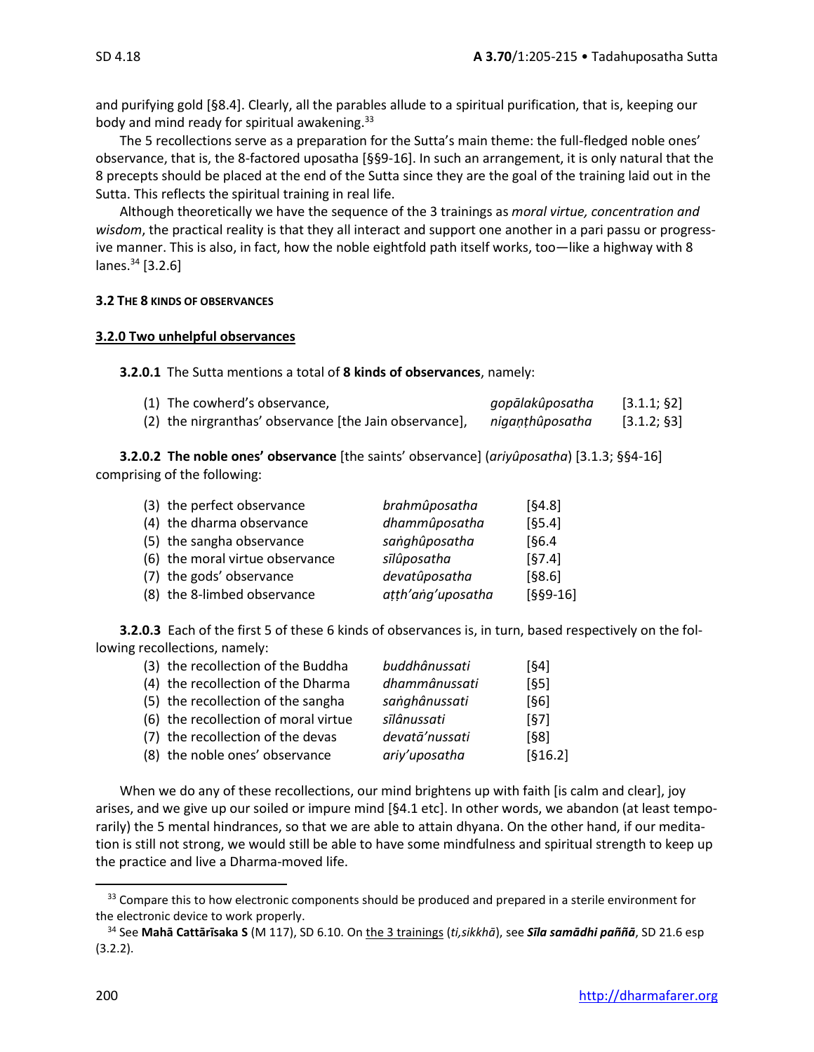and purifying gold [§8.4]. Clearly, all the parables allude to a spiritual purification, that is, keeping our body and mind ready for spiritual awakening.[33]

The 5 recollections serve as a preparation for the Sutta's main theme: the full-fledged noble ones' observance, that is, the 8-factored uposatha [§§9-16]. In such an arrangement, it is only natural that the 8 precepts should be placed at the end of the Sutta since they are the goal of the training laid out in the Sutta. This reflects the spiritual training in real life.

Although theoretically we have the sequence of the 3 trainings as *moral virtue, concentration and wisdom*, the practical reality is that they all interact and support one another in a pari passu or progressive manner. This is also, in fact, how the noble eightfold path itself works, too—like a highway with 8 lanes.[34] [3.2.6]

#### 3.2 THE 8 KINDS OF OBSERVANCES

#### 3.2.0 Two unhelpful observances

**3.2.0.1** The Sutta mentions a total of **8 kinds of observances**, namely:

| | | |
|---|---|---|
| (1) The cowherd's observance, | *gopālakûposatha* | [3.1.1; §2] |
| (2) the nirgranthas' observance [the Jain observance], | *nigaṇṭhûposatha* | [3.1.2; §3] |

**3.2.0.2 The noble ones' observance** [the saints' observance] (*ariyûposatha*) [3.1.3; §§4-16] comprising of the following:

| | | |
|---|---|---|
| (3) the perfect observance | *brahmûposatha* | [§4.8] |
| (4) the dharma observance | *dhammûposatha* | [§5.4] |
| (5) the sangha observance | *saṅghûposatha* | [§6.4 |
| (6) the moral virtue observance | *sīlûposatha* | [§7.4] |
| (7) the gods' observance | *devatûposatha* | [§8.6] |
| (8) the 8-limbed observance | *aṭṭh'aṅg'uposatha* | [§§9-16] |

**3.2.0.3** Each of the first 5 of these 6 kinds of observances is, in turn, based respectively on the following recollections, namely:

| | | |
|---|---|---|
| (3) the recollection of the Buddha | *buddhânussati* | [§4] |
| (4) the recollection of the Dharma | *dhammânussati* | [§5] |
| (5) the recollection of the sangha | *saṅghânussati* | [§6] |
| (6) the recollection of moral virtue | *sīlânussati* | [§7] |
| (7) the recollection of the devas | *devatā'nussati* | [§8] |
| (8) the noble ones' observance | *ariy'uposatha* | [§16.2] |

When we do any of these recollections, our mind brightens up with faith [is calm and clear], joy arises, and we give up our soiled or impure mind [§4.1 etc]. In other words, we abandon (at least temporarily) the 5 mental hindrances, so that we are able to attain dhyana. On the other hand, if our meditation is still not strong, we would still be able to have some mindfulness and spiritual strength to keep up the practice and live a Dharma-moved life.

---

[33] Compare this to how electronic components should be produced and prepared in a sterile environment for the electronic device to work properly.

[34] See **Mahā Cattārīsaka S** (M 117), SD 6.10. On the 3 trainings (*ti,sikkhā*), see ***Sīla samādhi paññā***, SD 21.6 esp (3.2.2).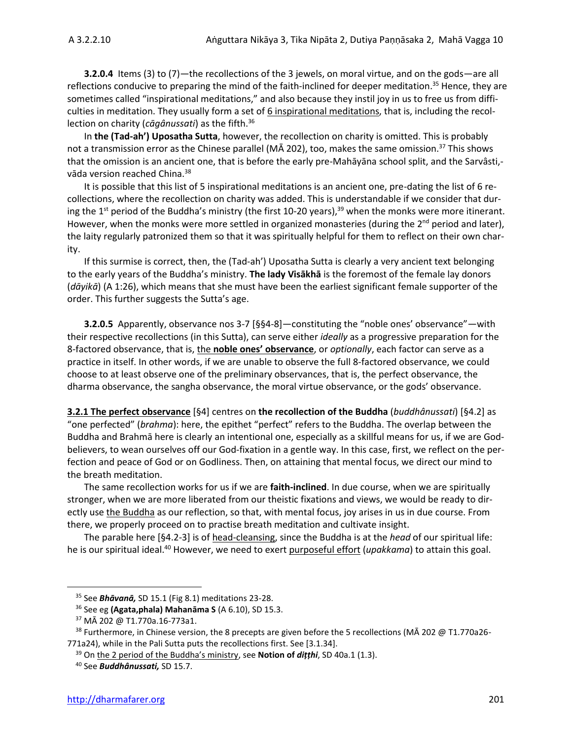**3.2.0.4** Items (3) to (7)—the recollections of the 3 jewels, on moral virtue, and on the gods—are all reflections conducive to preparing the mind of the faith-inclined for deeper meditation.[35] Hence, they are sometimes called "inspirational meditations," and also because they instil joy in us to free us from difficulties in meditation. They usually form a set of 6 inspirational meditations, that is, including the recollection on charity (*cāgânussati*) as the fifth.[36]

In **the (Tad-ah') Uposatha Sutta**, however, the recollection on charity is omitted. This is probably not a transmission error as the Chinese parallel (MĀ 202), too, makes the same omission.[37] This shows that the omission is an ancient one, that is before the early pre-Mahāyāna school split, and the Sarvâsti,-vāda version reached China.[38]

It is possible that this list of 5 inspirational meditations is an ancient one, pre-dating the list of 6 recollections, where the recollection on charity was added. This is understandable if we consider that during the 1st period of the Buddha's ministry (the first 10-20 years),[39] when the monks were more itinerant. However, when the monks were more settled in organized monasteries (during the 2nd period and later), the laity regularly patronized them so that it was spiritually helpful for them to reflect on their own charity.

If this surmise is correct, then, the (Tad-ah') Uposatha Sutta is clearly a very ancient text belonging to the early years of the Buddha's ministry. **The lady Visākhā** is the foremost of the female lay donors (*dāyikā*) (A 1:26), which means that she must have been the earliest significant female supporter of the order. This further suggests the Sutta's age.

**3.2.0.5** Apparently, observance nos 3-7 [§§4-8]—constituting the "noble ones' observance"—with their respective recollections (in this Sutta), can serve either *ideally* as a progressive preparation for the 8-factored observance, that is, the **noble ones' observance**, or *optionally*, each factor can serve as a practice in itself. In other words, if we are unable to observe the full 8-factored observance, we could choose to at least observe one of the preliminary observances, that is, the perfect observance, the dharma observance, the sangha observance, the moral virtue observance, or the gods' observance.

**3.2.1 The perfect observance** [§4] centres on **the recollection of the Buddha** (*buddhânussati*) [§4.2] as "one perfected" (*brahma*): here, the epithet "perfect" refers to the Buddha. The overlap between the Buddha and Brahmā here is clearly an intentional one, especially as a skillful means for us, if we are God-believers, to wean ourselves off our God-fixation in a gentle way. In this case, first, we reflect on the perfection and peace of God or on Godliness. Then, on attaining that mental focus, we direct our mind to the breath meditation.

The same recollection works for us if we are **faith-inclined**. In due course, when we are spiritually stronger, when we are more liberated from our theistic fixations and views, we would be ready to directly use the Buddha as our reflection, so that, with mental focus, joy arises in us in due course. From there, we properly proceed on to practise breath meditation and cultivate insight.

The parable here [§4.2-3] is of head-cleansing, since the Buddha is at the *head* of our spiritual life: he is our spiritual ideal.[40] However, we need to exert purposeful effort (*upakkama*) to attain this goal.

---

[35] See ***Bhāvanā,*** SD 15.1 (Fig 8.1) meditations 23-28.

[36] See eg **(Agata,phala) Mahanāma S** (A 6.10), SD 15.3.

[37] MĀ 202 @ T1.770a.16-773a1.

[38] Furthermore, in Chinese version, the 8 precepts are given before the 5 recollections (MĀ 202 @ T1.770a26-771a24), while in the Pali Sutta puts the recollections first. See [3.1.34].

[39] On the 2 period of the Buddha's ministry, see **Notion of *diṭṭhi***, SD 40a.1 (1.3).

[40] See ***Buddhânussati,*** SD 15.7.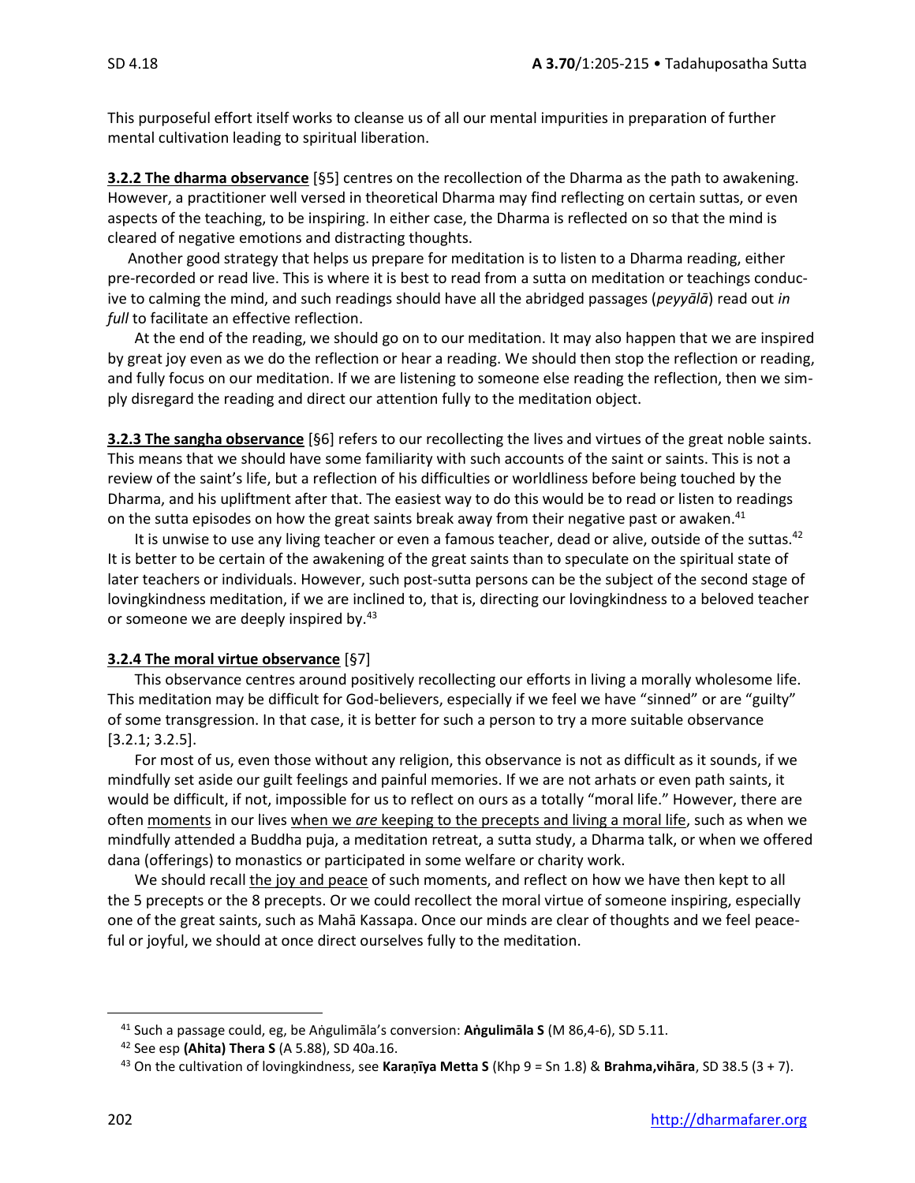This purposeful effort itself works to cleanse us of all our mental impurities in preparation of further mental cultivation leading to spiritual liberation.

**3.2.2 The dharma observance** [§5] centres on the recollection of the Dharma as the path to awakening. However, a practitioner well versed in theoretical Dharma may find reflecting on certain suttas, or even aspects of the teaching, to be inspiring. In either case, the Dharma is reflected on so that the mind is cleared of negative emotions and distracting thoughts.

Another good strategy that helps us prepare for meditation is to listen to a Dharma reading, either pre-recorded or read live. This is where it is best to read from a sutta on meditation or teachings conducive to calming the mind, and such readings should have all the abridged passages (*peyyālā*) read out *in full* to facilitate an effective reflection.

At the end of the reading, we should go on to our meditation. It may also happen that we are inspired by great joy even as we do the reflection or hear a reading. We should then stop the reflection or reading, and fully focus on our meditation. If we are listening to someone else reading the reflection, then we simply disregard the reading and direct our attention fully to the meditation object.

**3.2.3 The sangha observance** [§6] refers to our recollecting the lives and virtues of the great noble saints. This means that we should have some familiarity with such accounts of the saint or saints. This is not a review of the saint's life, but a reflection of his difficulties or worldliness before being touched by the Dharma, and his upliftment after that. The easiest way to do this would be to read or listen to readings on the sutta episodes on how the great saints break away from their negative past or awaken.[41]

It is unwise to use any living teacher or even a famous teacher, dead or alive, outside of the suttas.[42] It is better to be certain of the awakening of the great saints than to speculate on the spiritual state of later teachers or individuals. However, such post-sutta persons can be the subject of the second stage of lovingkindness meditation, if we are inclined to, that is, directing our lovingkindness to a beloved teacher or someone we are deeply inspired by.[43]

**3.2.4 The moral virtue observance** [§7]

This observance centres around positively recollecting our efforts in living a morally wholesome life. This meditation may be difficult for God-believers, especially if we feel we have "sinned" or are "guilty" of some transgression. In that case, it is better for such a person to try a more suitable observance [3.2.1; 3.2.5].

For most of us, even those without any religion, this observance is not as difficult as it sounds, if we mindfully set aside our guilt feelings and painful memories. If we are not arhats or even path saints, it would be difficult, if not, impossible for us to reflect on ours as a totally "moral life." However, there are often moments in our lives when we *are* keeping to the precepts and living a moral life, such as when we mindfully attended a Buddha puja, a meditation retreat, a sutta study, a Dharma talk, or when we offered dana (offerings) to monastics or participated in some welfare or charity work.

We should recall the joy and peace of such moments, and reflect on how we have then kept to all the 5 precepts or the 8 precepts. Or we could recollect the moral virtue of someone inspiring, especially one of the great saints, such as Mahā Kassapa. Once our minds are clear of thoughts and we feel peaceful or joyful, we should at once direct ourselves fully to the meditation.

---

[41] Such a passage could, eg, be Aṅgulimāla's conversion: **Aṅgulimāla S** (M 86,4-6), SD 5.11.

[42] See esp **(Ahita) Thera S** (A 5.88), SD 40a.16.

[43] On the cultivation of lovingkindness, see **Karaṇīya Metta S** (Khp 9 = Sn 1.8) & **Brahma,vihāra**, SD 38.5 (3 + 7).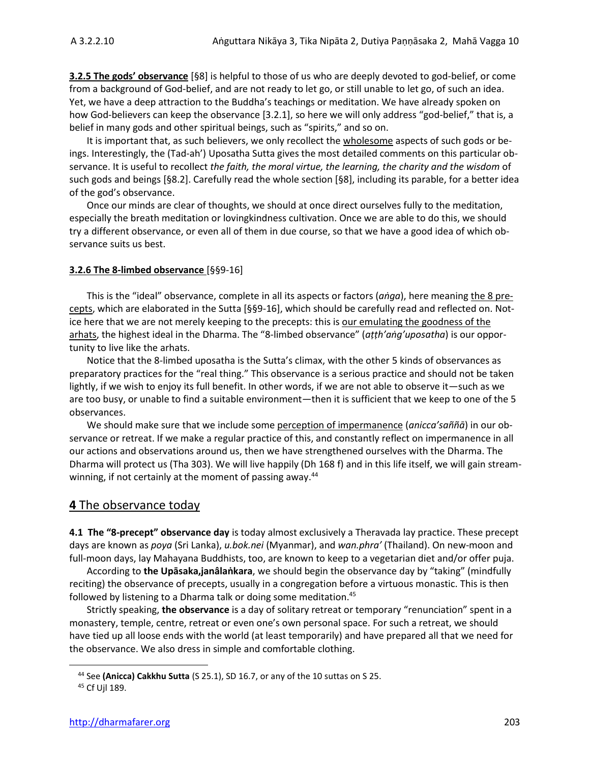**3.2.5 The gods' observance** [§8] is helpful to those of us who are deeply devoted to god-belief, or come from a background of God-belief, and are not ready to let go, or still unable to let go, of such an idea. Yet, we have a deep attraction to the Buddha's teachings or meditation. We have already spoken on how God-believers can keep the observance [3.2.1], so here we will only address "god-belief," that is, a belief in many gods and other spiritual beings, such as "spirits," and so on.

It is important that, as such believers, we only recollect the wholesome aspects of such gods or beings. Interestingly, the (Tad-ah') Uposatha Sutta gives the most detailed comments on this particular observance. It is useful to recollect *the faith, the moral virtue, the learning, the charity and the wisdom* of such gods and beings [§8.2]. Carefully read the whole section [§8], including its parable, for a better idea of the god's observance.

Once our minds are clear of thoughts, we should at once direct ourselves fully to the meditation, especially the breath meditation or lovingkindness cultivation. Once we are able to do this, we should try a different observance, or even all of them in due course, so that we have a good idea of which observance suits us best.

**3.2.6 The 8-limbed observance** [§§9-16]

This is the "ideal" observance, complete in all its aspects or factors (*aṅga*), here meaning the 8 precepts, which are elaborated in the Sutta [§§9-16], which should be carefully read and reflected on. Notice here that we are not merely keeping to the precepts: this is our emulating the goodness of the arhats, the highest ideal in the Dharma. The "8-limbed observance" (*aṭṭh'aṅg'uposatha*) is our opportunity to live like the arhats.

Notice that the 8-limbed uposatha is the Sutta's climax, with the other 5 kinds of observances as preparatory practices for the "real thing." This observance is a serious practice and should not be taken lightly, if we wish to enjoy its full benefit. In other words, if we are not able to observe it—such as we are too busy, or unable to find a suitable environment—then it is sufficient that we keep to one of the 5 observances.

We should make sure that we include some perception of impermanence (*anicca'saññā*) in our observance or retreat. If we make a regular practice of this, and constantly reflect on impermanence in all our actions and observations around us, then we have strengthened ourselves with the Dharma. The Dharma will protect us (Tha 303). We will live happily (Dh 168 f) and in this life itself, we will gain streamwinning, if not certainly at the moment of passing away.[44]

## 4 The observance today

**4.1 The "8-precept" observance day** is today almost exclusively a Theravada lay practice. These precept days are known as *poya* (Sri Lanka), *u.bok.nei* (Myanmar), and *wan.phra'* (Thailand). On new-moon and full-moon days, lay Mahayana Buddhists, too, are known to keep to a vegetarian diet and/or offer puja.

According to **the Upāsaka,janâlaṅkara**, we should begin the observance day by "taking" (mindfully reciting) the observance of precepts, usually in a congregation before a virtuous monastic. This is then followed by listening to a Dharma talk or doing some meditation.[45]

Strictly speaking, **the observance** is a day of solitary retreat or temporary "renunciation" spent in a monastery, temple, centre, retreat or even one's own personal space. For such a retreat, we should have tied up all loose ends with the world (at least temporarily) and have prepared all that we need for the observance. We also dress in simple and comfortable clothing.

[44] See **(Anicca) Cakkhu Sutta** (S 25.1), SD 16.7, or any of the 10 suttas on S 25.

[45] Cf Ujl 189.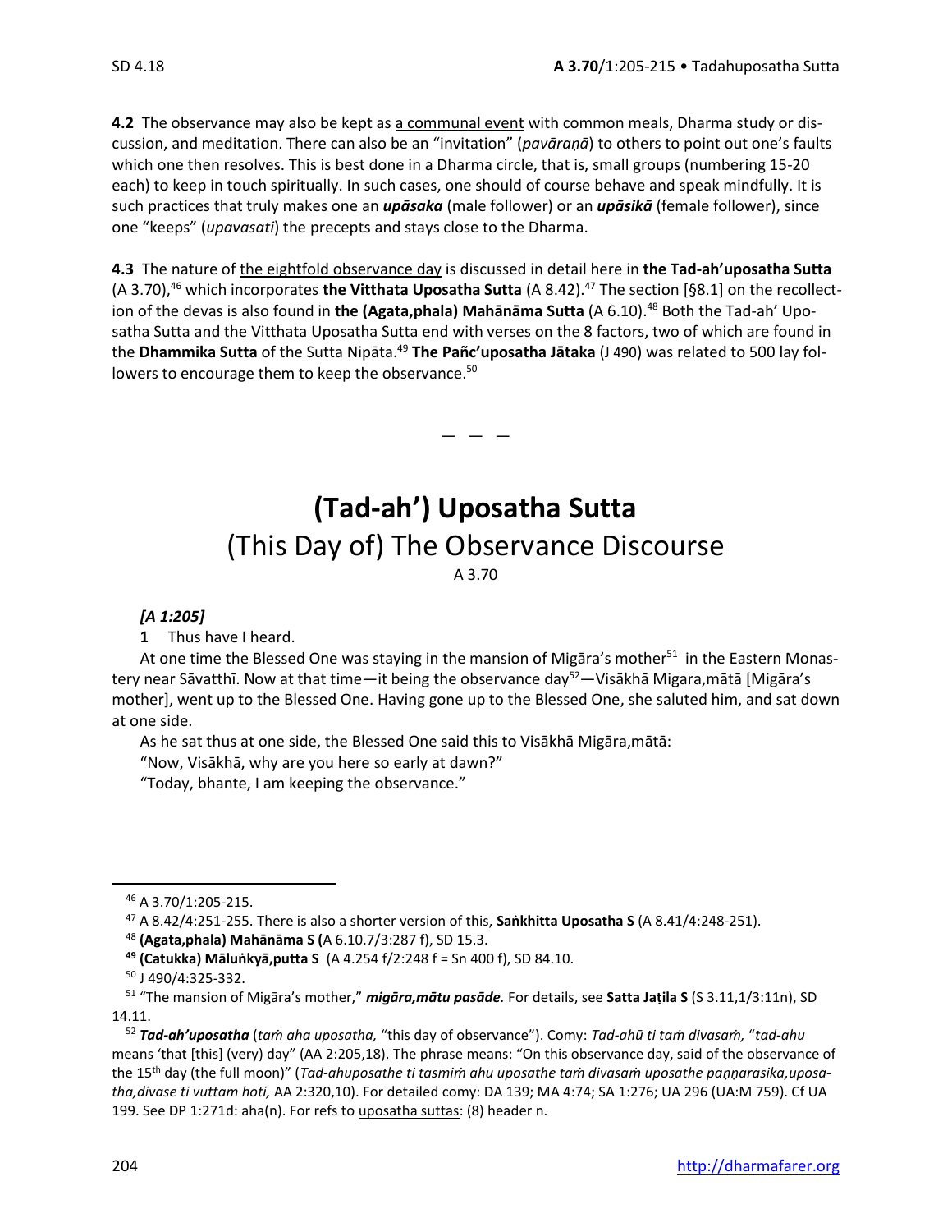**4.2** The observance may also be kept as a communal event with common meals, Dharma study or discussion, and meditation. There can also be an "invitation" (*pavāraṇā*) to others to point out one's faults which one then resolves. This is best done in a Dharma circle, that is, small groups (numbering 15-20 each) to keep in touch spiritually. In such cases, one should of course behave and speak mindfully. It is such practices that truly makes one an ***upāsaka*** (male follower) or an ***upāsikā*** (female follower), since one "keeps" (*upavasati*) the precepts and stays close to the Dharma.

**4.3** The nature of the eightfold observance day is discussed in detail here in **the Tad-ah'uposatha Sutta** (A 3.70),[46] which incorporates **the Vitthata Uposatha Sutta** (A 8.42).[47] The section [§8.1] on the recollection of the devas is also found in **the (Agata,phala) Mahānāma Sutta** (A 6.10).[48] Both the Tad-ah' Uposatha Sutta and the Vitthata Uposatha Sutta end with verses on the 8 factors, two of which are found in the **Dhammika Sutta** of the Sutta Nipāta.[49] **The Pañc'uposatha Jātaka** (J 490) was related to 500 lay followers to encourage them to keep the observance.[50]

— — —

# (Tad-ah') Uposatha Sutta

## (This Day of) The Observance Discourse

A 3.70

***[A 1:205]***

**1** Thus have I heard.

At one time the Blessed One was staying in the mansion of Migāra's mother[51] in the Eastern Monastery near Sāvatthī. Now at that time—it being the observance day[52]—Visākhā Migara,mātā [Migāra's mother], went up to the Blessed One. Having gone up to the Blessed One, she saluted him, and sat down at one side.

As he sat thus at one side, the Blessed One said this to Visākhā Migāra,mātā:

"Now, Visākhā, why are you here so early at dawn?"

"Today, bhante, I am keeping the observance."

---

[46] A 3.70/1:205-215.

[47] A 8.42/4:251-255. There is also a shorter version of this, **Saṅkhitta Uposatha S** (A 8.41/4:248-251).

[48] **(Agata,phala) Mahānāma S (**A 6.10.7/3:287 f), SD 15.3.

[49] **(Catukka) Māluṅkyā,putta S** (A 4.254 f/2:248 f = Sn 400 f), SD 84.10.

[50] J 490/4:325-332.

[51] "The mansion of Migāra's mother," ***migāra,mātu pasāde.*** For details, see **Satta Jaṭila S** (S 3.11,1/3:11n), SD 14.11.

[52] ***Tad-ah'uposatha*** (*taṁ aha uposatha,* "this day of observance"). Comy: *Tad-ahū ti taṁ divasaṁ,* "*tad-ahu* means 'that [this] (very) day" (AA 2:205,18). The phrase means: "On this observance day, said of the observance of the 15th day (the full moon)" (*Tad-ahuposathe ti tasmiṁ ahu uposathe taṁ divasaṁ uposathe paṇṇarasika,uposatha,divase ti vuttam hoti,* AA 2:320,10). For detailed comy: DA 139; MA 4:74; SA 1:276; UA 296 (UA:M 759). Cf UA 199. See DP 1:271d: aha(n). For refs to uposatha suttas: (8) header n.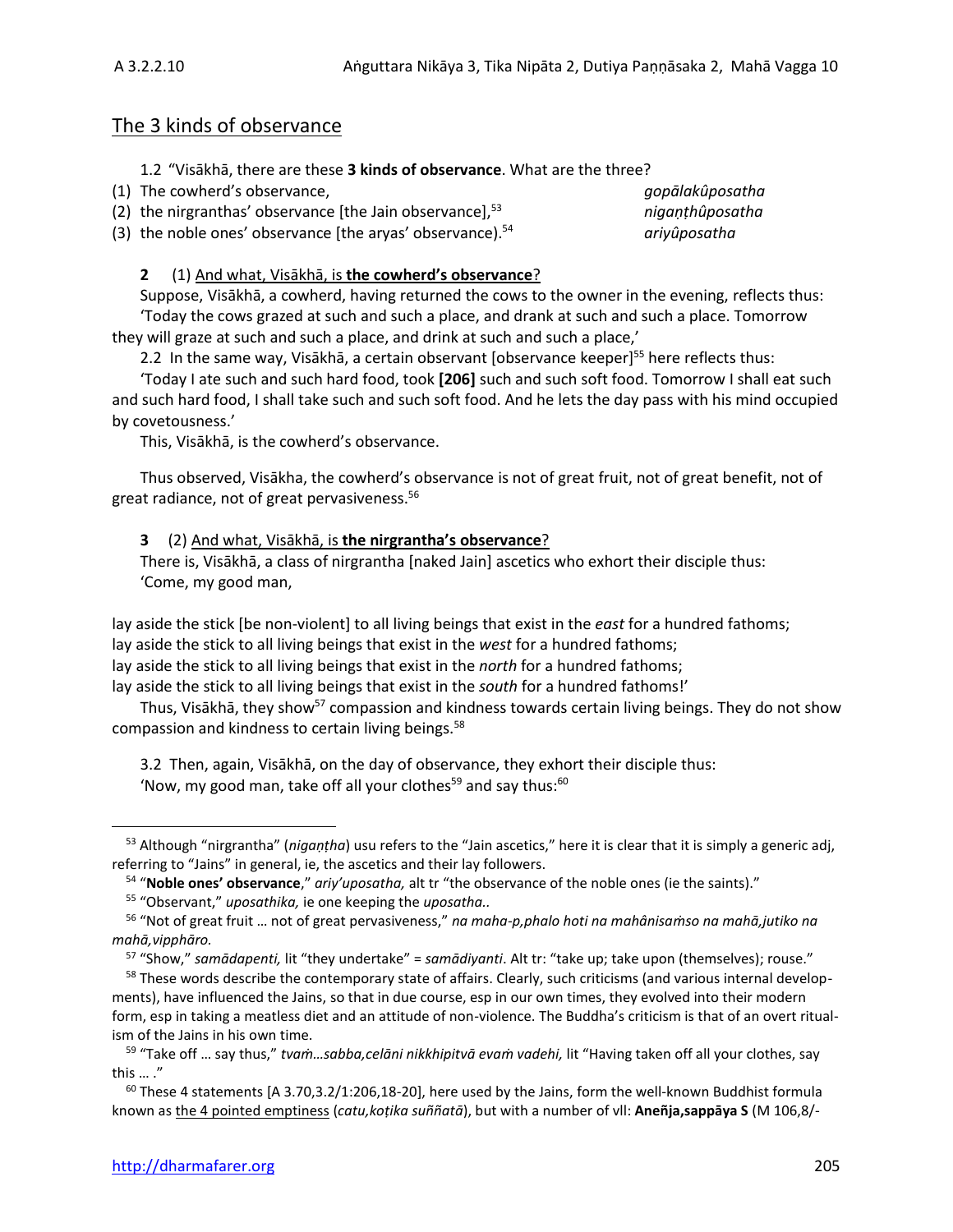## The 3 kinds of observance

1.2 "Visākhā, there are these **3 kinds of observance**. What are the three?

(1) The cowherd's observance, *gopālakûposatha*
(2) the nirgranthas' observance [the Jain observance],[53] *nigaṇṭhûposatha*
(3) the noble ones' observance [the aryas' observance].[54] *ariyûposatha*

**2** (1) And what, Visākhā, is **the cowherd's observance**?

Suppose, Visākhā, a cowherd, having returned the cows to the owner in the evening, reflects thus:

'Today the cows grazed at such and such a place, and drank at such and such a place. Tomorrow they will graze at such and such a place, and drink at such and such a place,'

2.2 In the same way, Visākhā, a certain observant [observance keeper][55] here reflects thus:

'Today I ate such and such hard food, took **[206]** such and such soft food. Tomorrow I shall eat such and such hard food, I shall take such and such soft food. And he lets the day pass with his mind occupied by covetousness.'

This, Visākhā, is the cowherd's observance.

Thus observed, Visākha, the cowherd's observance is not of great fruit, not of great benefit, not of great radiance, not of great pervasiveness.[56]

**3** (2) And what, Visākhā, is **the nirgrantha's observance**?

There is, Visākhā, a class of nirgrantha [naked Jain] ascetics who exhort their disciple thus:

'Come, my good man,

lay aside the stick [be non-violent] to all living beings that exist in the *east* for a hundred fathoms;
lay aside the stick to all living beings that exist in the *west* for a hundred fathoms;
lay aside the stick to all living beings that exist in the *north* for a hundred fathoms;
lay aside the stick to all living beings that exist in the *south* for a hundred fathoms!'

Thus, Visākhā, they show[57] compassion and kindness towards certain living beings. They do not show compassion and kindness to certain living beings.[58]

3.2 Then, again, Visākhā, on the day of observance, they exhort their disciple thus:

'Now, my good man, take off all your clothes[59] and say thus:[60]

---

[53] Although "nirgrantha" (*nigaṇṭha*) usu refers to the "Jain ascetics," here it is clear that it is simply a generic adj, referring to "Jains" in general, ie, the ascetics and their lay followers.

[54] "**Noble ones' observance**," *ariy'uposatha,* alt tr "the observance of the noble ones (ie the saints)."

[55] "Observant," *uposathika,* ie one keeping the *uposatha..*

[56] "Not of great fruit … not of great pervasiveness," *na maha-p,phalo hoti na mahânisaṁso na mahā,jutiko na mahā,vipphāro.*

[57] "Show," *samādapenti,* lit "they undertake" = *samādiyanti*. Alt tr: "take up; take upon (themselves); rouse."

[58] These words describe the contemporary state of affairs. Clearly, such criticisms (and various internal developments), have influenced the Jains, so that in due course, esp in our own times, they evolved into their modern form, esp in taking a meatless diet and an attitude of non-violence. The Buddha's criticism is that of an overt ritualism of the Jains in his own time.

[59] "Take off … say thus," *tvaṁ…sabba,celāni nikkhipitvā evaṁ vadehi,* lit "Having taken off all your clothes, say this … ."

[60] These 4 statements [A 3.70,3.2/1:206,18-20], here used by the Jains, form the well-known Buddhist formula known as the 4 pointed emptiness (*catu,koṭika suññatā*), but with a number of vll: **Aneñja,sappāya S** (M 106,8/-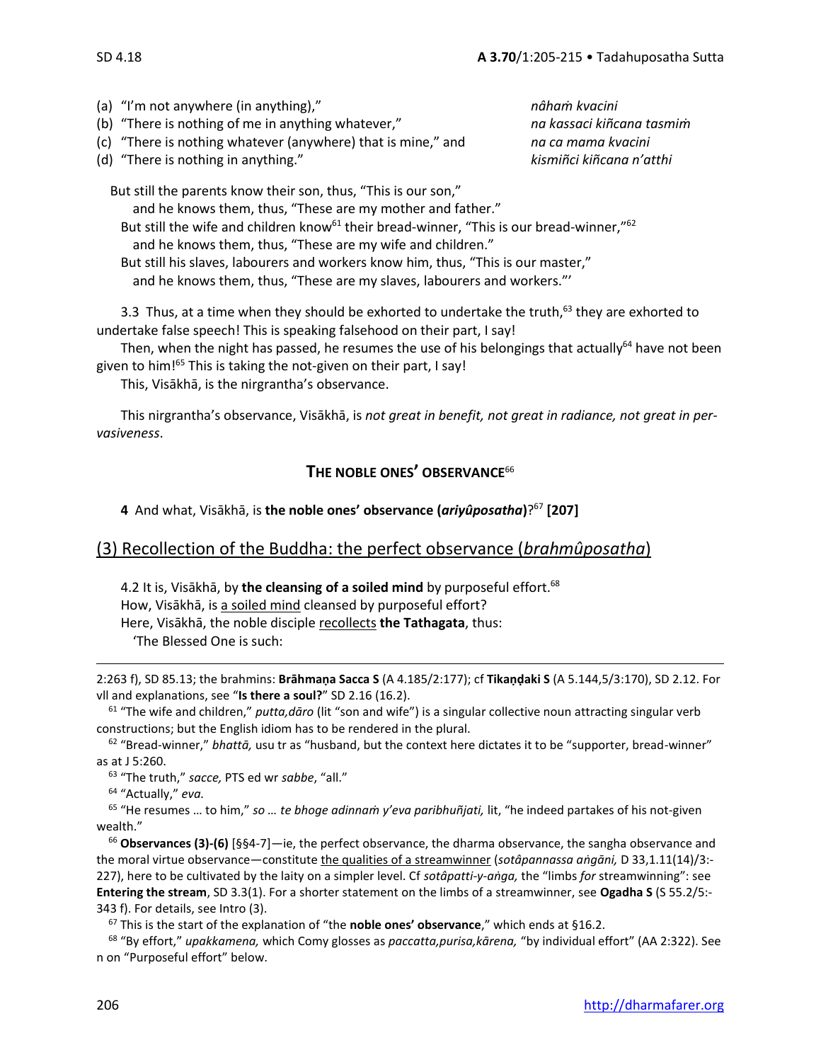(a) "I'm not anywhere (in anything)," *nâhaṁ kvacini*
(b) "There is nothing of me in anything whatever," *na kassaci kiñcana tasmiṁ*
(c) "There is nothing whatever (anywhere) that is mine," and *na ca mama kvacini*
(d) "There is nothing in anything." *kismiñci kiñcana n'atthi*

But still the parents know their son, thus, "This is our son,"
and he knows them, thus, "These are my mother and father."
But still the wife and children know[61] their bread-winner, "This is our bread-winner,"[62]
and he knows them, thus, "These are my wife and children."
But still his slaves, labourers and workers know him, thus, "This is our master,"
and he knows them, thus, "These are my slaves, labourers and workers."'

3.3 Thus, at a time when they should be exhorted to undertake the truth,[63] they are exhorted to undertake false speech! This is speaking falsehood on their part, I say!

Then, when the night has passed, he resumes the use of his belongings that actually[64] have not been given to him![65] This is taking the not-given on their part, I say!

This, Visākhā, is the nirgrantha's observance.

This nirgrantha's observance, Visākhā, is *not great in benefit, not great in radiance, not great in pervasiveness*.

### THE NOBLE ONES' OBSERVANCE[66]

**4** And what, Visākhā, is **the noble ones' observance (*ariyûposatha*)**?[67] **[207]**

## (3) Recollection of the Buddha: the perfect observance (*brahmûposatha*)

4.2 It is, Visākhā, by **the cleansing of a soiled mind** by purposeful effort.[68]
How, Visākhā, is a soiled mind cleansed by purposeful effort?
Here, Visākhā, the noble disciple recollects **the Tathagata**, thus:
'The Blessed One is such:

---

2:263 f), SD 85.13; the brahmins: **Brāhmaṇa Sacca S** (A 4.185/2:177); cf **Tikaṇḍaki S** (A 5.144,5/3:170), SD 2.12. For vll and explanations, see "**Is there a soul?**" SD 2.16 (16.2).

[61] "The wife and children," *putta,dāro* (lit "son and wife") is a singular collective noun attracting singular verb constructions; but the English idiom has to be rendered in the plural.

[62] "Bread-winner," *bhattā,* usu tr as "husband, but the context here dictates it to be "supporter, bread-winner" as at J 5:260.

[63] "The truth," *sacce,* PTS ed wr *sabbe*, "all."

[64] "Actually," *eva.*

[65] "He resumes … to him," *so … te bhoge adinnaṁ y'eva paribhuñjati,* lit, "he indeed partakes of his not-given wealth."

[66] **Observances (3)-(6)** [§§4-7]—ie, the perfect observance, the dharma observance, the sangha observance and the moral virtue observance—constitute the qualities of a streamwinner (*sotâpannassa aṅgāni,* D 33,1.11(14)/3:-227), here to be cultivated by the laity on a simpler level. Cf *sotâpatti-y-aṅga,* the "limbs *for* streamwinning": see **Entering the stream**, SD 3.3(1). For a shorter statement on the limbs of a streamwinner, see **Ogadha S** (S 55.2/5:-343 f). For details, see Intro (3).

[67] This is the start of the explanation of "the **noble ones' observance**," which ends at §16.2.

[68] "By effort," *upakkamena,* which Comy glosses as *paccatta,purisa,kārena,* "by individual effort" (AA 2:322). See n on "Purposeful effort" below.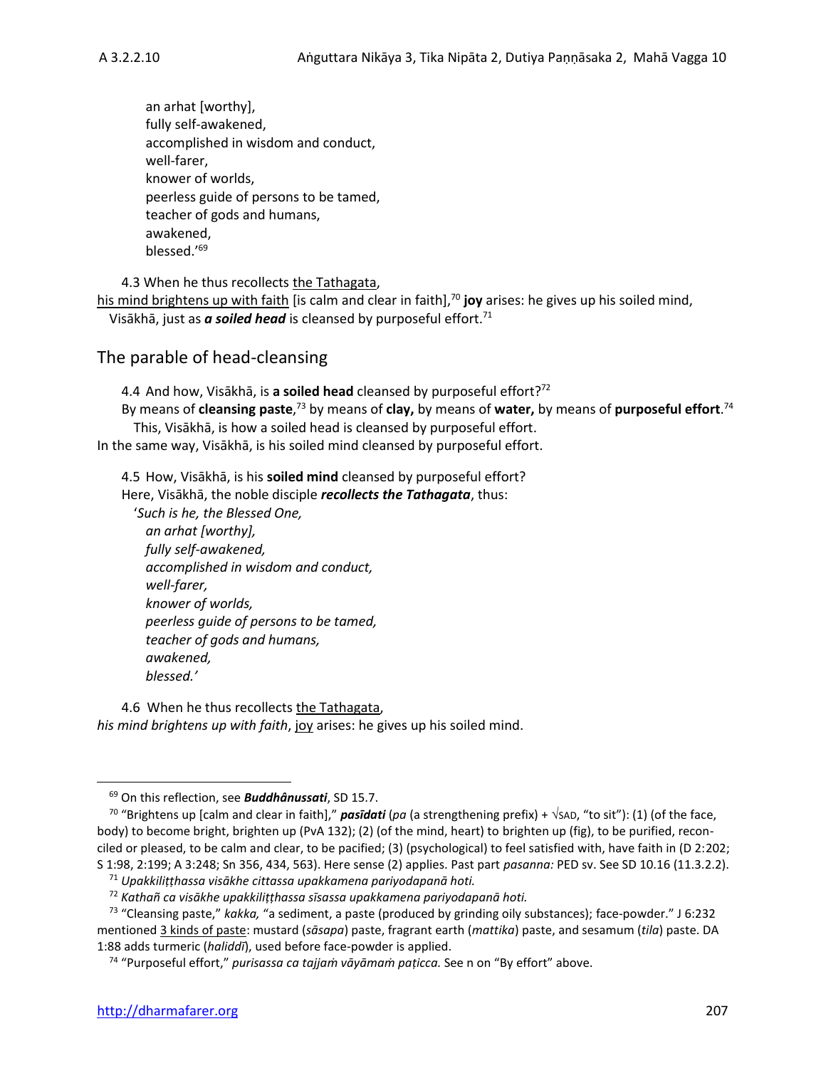an arhat [worthy],
fully self-awakened,
accomplished in wisdom and conduct,
well-farer,
knower of worlds,
peerless guide of persons to be tamed,
teacher of gods and humans,
awakened,
blessed.'[69]

4.3 When he thus recollects the Tathagata,
his mind brightens up with faith [is calm and clear in faith],[70] **joy** arises: he gives up his soiled mind, Visākhā, just as ***a soiled head*** is cleansed by purposeful effort.[71]

## The parable of head-cleansing

4.4 And how, Visākhā, is **a soiled head** cleansed by purposeful effort?[72]
By means of **cleansing paste**,[73] by means of **clay,** by means of **water,** by means of **purposeful effort**.[74]
This, Visākhā, is how a soiled head is cleansed by purposeful effort.
In the same way, Visākhā, is his soiled mind cleansed by purposeful effort.

4.5 How, Visākhā, is his **soiled mind** cleansed by purposeful effort?
Here, Visākhā, the noble disciple ***recollects the Tathagata***, thus:
'*Such is he, the Blessed One,*
*an arhat [worthy],*
*fully self-awakened,*
*accomplished in wisdom and conduct,*
*well-farer,*
*knower of worlds,*
*peerless guide of persons to be tamed,*
*teacher of gods and humans,*
*awakened,*
*blessed.'*

4.6 When he thus recollects the Tathagata,
*his mind brightens up with faith*, joy arises: he gives up his soiled mind.

---

[69] On this reflection, see ***Buddhânussati***, SD 15.7.

[70] "Brightens up [calm and clear in faith]," ***pasīdati*** (*pa* (a strengthening prefix) + √SAD, "to sit"): (1) (of the face, body) to become bright, brighten up (PvA 132); (2) (of the mind, heart) to brighten up (fig), to be purified, reconciled or pleased, to be calm and clear, to be pacified; (3) (psychological) to feel satisfied with, have faith in (D 2:202; S 1:98, 2:199; A 3:248; Sn 356, 434, 563). Here sense (2) applies. Past part *pasanna:* PED sv. See SD 10.16 (11.3.2.2).

[71] *Upakkiliṭṭhassa visākhe cittassa upakkamena pariyodapanā hoti.*

[72] *Kathañ ca visākhe upakkiliṭṭhassa sīsassa upakkamena pariyodapanā hoti.*

[73] "Cleansing paste," *kakka,* "a sediment, a paste (produced by grinding oily substances); face-powder." J 6:232 mentioned 3 kinds of paste: mustard (*sāsapa*) paste, fragrant earth (*mattika*) paste, and sesamum (*tila*) paste. DA 1:88 adds turmeric (*haliddī*), used before face-powder is applied.

[74] "Purposeful effort," *purisassa ca tajjaṁ vāyāmaṁ paṭicca.* See n on "By effort" above.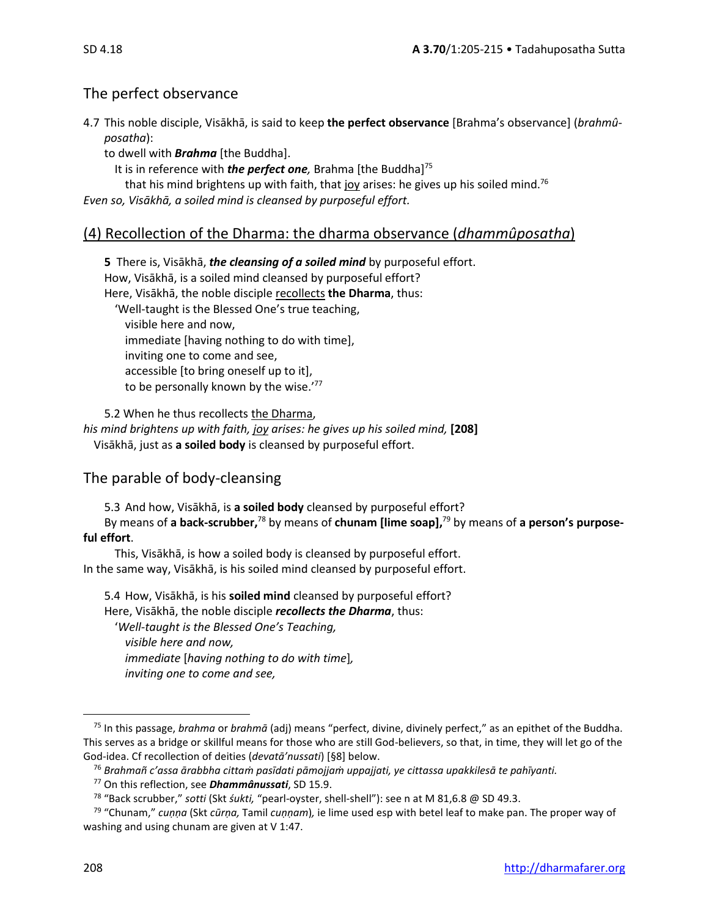## The perfect observance

4.7 This noble disciple, Visākhā, is said to keep **the perfect observance** [Brahma's observance] (*brahmûposatha*):

to dwell with ***Brahma*** [the Buddha].

It is in reference with ***the perfect one,*** Brahma [the Buddha][75]

that his mind brightens up with faith, that joy arises: he gives up his soiled mind.[76]

*Even so, Visākhā, a soiled mind is cleansed by purposeful effort.*

## (4) Recollection of the Dharma: the dharma observance (*dhammûposatha*)

**5** There is, Visākhā, ***the cleansing of a soiled mind*** by purposeful effort.

How, Visākhā, is a soiled mind cleansed by purposeful effort?

Here, Visākhā, the noble disciple recollects **the Dharma**, thus:

'Well-taught is the Blessed One's true teaching,
visible here and now,
immediate [having nothing to do with time],
inviting one to come and see,
accessible [to bring oneself up to it],
to be personally known by the wise.'[77]

5.2 When he thus recollects the Dharma,

*his mind brightens up with faith, joy arises: he gives up his soiled mind,* **[208]**

Visākhā, just as **a soiled body** is cleansed by purposeful effort.

## The parable of body-cleansing

5.3 And how, Visākhā, is **a soiled body** cleansed by purposeful effort?

By means of **a back-scrubber,**[78] by means of **chunam [lime soap],**[79] by means of **a person's purposeful effort**.

This, Visākhā, is how a soiled body is cleansed by purposeful effort.

In the same way, Visākhā, is his soiled mind cleansed by purposeful effort.

5.4 How, Visākhā, is his **soiled mind** cleansed by purposeful effort?

Here, Visākhā, the noble disciple ***recollects the Dharma***, thus:

'*Well-taught is the Blessed One's Teaching,*
*visible here and now,*
*immediate* [*having nothing to do with time*]*,*
*inviting one to come and see,*

---

[75] In this passage, *brahma* or *brahmā* (adj) means "perfect, divine, divinely perfect," as an epithet of the Buddha. This serves as a bridge or skillful means for those who are still God-believers, so that, in time, they will let go of the God-idea. Cf recollection of deities (*devatā'nussati*) [§8] below.

[76] *Brahmañ c'assa ārabbha cittaṁ pasīdati pāmojjaṁ uppajjati, ye cittassa upakkilesā te pahīyanti.*

[77] On this reflection, see ***Dhammânussati***, SD 15.9.

[78] "Back scrubber," *sotti* (Skt *śukti,* "pearl-oyster, shell-shell"): see n at M 81,6.8 @ SD 49.3.

[79] "Chunam," *cuṇṇa* (Skt *cūrṇa,* Tamil *cuṇṇam*)*,* ie lime used esp with betel leaf to make pan. The proper way of washing and using chunam are given at V 1:47.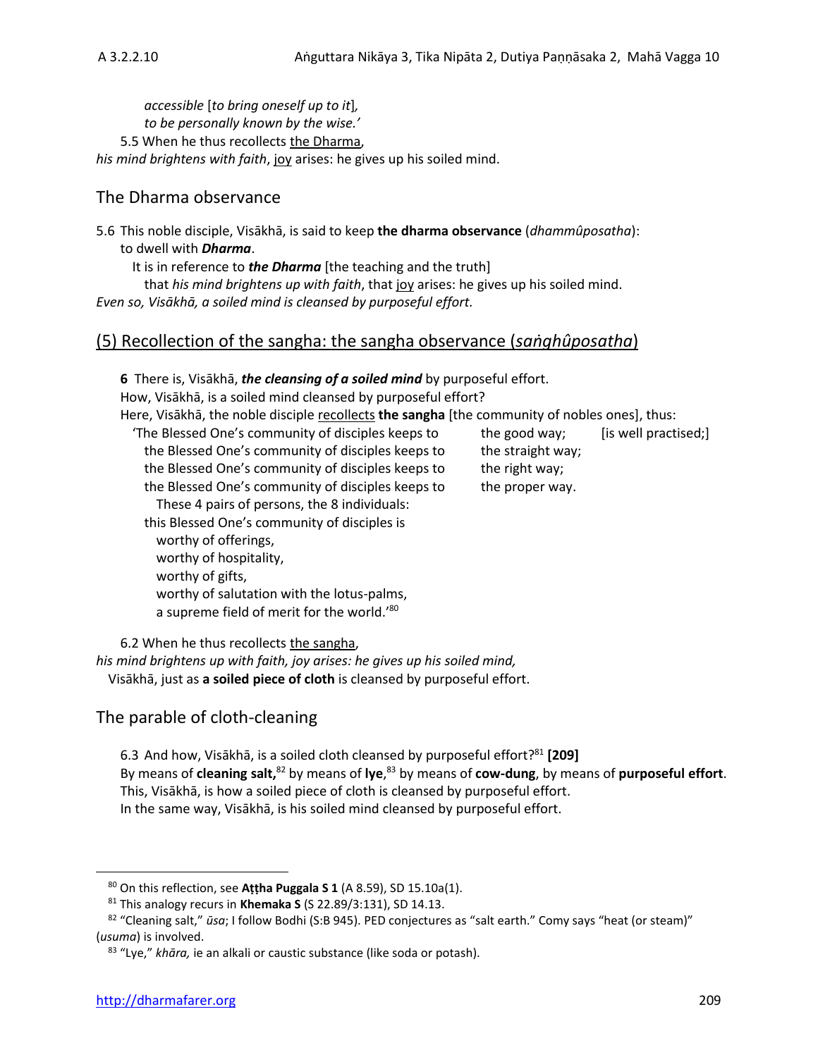*accessible* [*to bring oneself up to it*],
*to be personally known by the wise.'*

5.5 When he thus recollects the Dharma,
*his mind brightens with faith*, joy arises: he gives up his soiled mind.

## The Dharma observance

5.6 This noble disciple, Visākhā, is said to keep **the dharma observance** (*dhammûposatha*): to dwell with ***Dharma***.

It is in reference to ***the Dharma*** [the teaching and the truth]
that *his mind brightens up with faith*, that joy arises: he gives up his soiled mind.
*Even so, Visākhā, a soiled mind is cleansed by purposeful effort.*

## (5) Recollection of the sangha: the sangha observance (*saṅghûposatha*)

**6** There is, Visākhā, ***the cleansing of a soiled mind*** by purposeful effort.
How, Visākhā, is a soiled mind cleansed by purposeful effort?
Here, Visākhā, the noble disciple recollects **the sangha** [the community of nobles ones], thus:

'The Blessed One's community of disciples keeps to the good way; [is well practised;]
the Blessed One's community of disciples keeps to the straight way;
the Blessed One's community of disciples keeps to the right way;
the Blessed One's community of disciples keeps to the proper way.
These 4 pairs of persons, the 8 individuals:
this Blessed One's community of disciples is
worthy of offerings,
worthy of hospitality,
worthy of gifts,
worthy of salutation with the lotus-palms,
a supreme field of merit for the world.'[80]

6.2 When he thus recollects the sangha,
*his mind brightens up with faith, joy arises: he gives up his soiled mind,*
Visākhā, just as **a soiled piece of cloth** is cleansed by purposeful effort.

## The parable of cloth-cleaning

6.3 And how, Visākhā, is a soiled cloth cleansed by purposeful effort?[81] **[209]**
By means of **cleaning salt,**[82] by means of **lye**,[83] by means of **cow-dung**, by means of **purposeful effort**.
This, Visākhā, is how a soiled piece of cloth is cleansed by purposeful effort.
In the same way, Visākhā, is his soiled mind cleansed by purposeful effort.

---

[80] On this reflection, see **Aṭṭha Puggala S 1** (A 8.59), SD 15.10a(1).

[81] This analogy recurs in **Khemaka S** (S 22.89/3:131), SD 14.13.

[82] "Cleaning salt," *ūsa*; I follow Bodhi (S:B 945). PED conjectures as "salt earth." Comy says "heat (or steam)" (*usuma*) is involved.

[83] "Lye," *khāra,* ie an alkali or caustic substance (like soda or potash).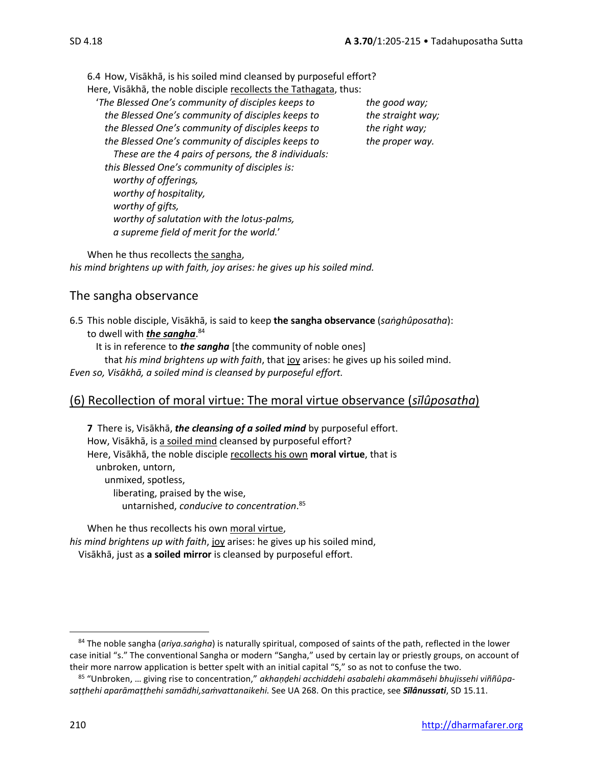6.4 How, Visākhā, is his soiled mind cleansed by purposeful effort?
Here, Visākhā, the noble disciple recollects the Tathagata, thus:

'*The Blessed One's community of disciples keeps to* *the good way;*
*the Blessed One's community of disciples keeps to* *the straight way;*
*the Blessed One's community of disciples keeps to* *the right way;*
*the Blessed One's community of disciples keeps to* *the proper way.*
*These are the 4 pairs of persons, the 8 individuals:*
*this Blessed One's community of disciples is:*
*worthy of offerings,*
*worthy of hospitality,*
*worthy of gifts,*
*worthy of salutation with the lotus-palms,*
*a supreme field of merit for the world.*'

When he thus recollects the sangha,
*his mind brightens up with faith, joy arises: he gives up his soiled mind.*

## The sangha observance

6.5 This noble disciple, Visākhā, is said to keep **the sangha observance** (*saṅghûposatha*):
to dwell with ***the sangha***.[84]
It is in reference to ***the sangha*** [the community of noble ones]
that *his mind brightens up with faith*, that joy arises: he gives up his soiled mind.
*Even so, Visākhā, a soiled mind is cleansed by purposeful effort.*

## (6) Recollection of moral virtue: The moral virtue observance (*sīlûposatha*)

**7** There is, Visākhā, ***the cleansing of a soiled mind*** by purposeful effort.
How, Visākhā, is a soiled mind cleansed by purposeful effort?
Here, Visākhā, the noble disciple recollects his own **moral virtue**, that is
unbroken, untorn,
unmixed, spotless,
liberating, praised by the wise,
untarnished, *conducive to concentration*.[85]

When he thus recollects his own moral virtue,
*his mind brightens up with faith*, joy arises: he gives up his soiled mind,
Visākhā, just as **a soiled mirror** is cleansed by purposeful effort.

---

[84] The noble sangha (*ariya.saṅgha*) is naturally spiritual, composed of saints of the path, reflected in the lower case initial "s." The conventional Sangha or modern "Sangha," used by certain lay or priestly groups, on account of their more narrow application is better spelt with an initial capital "S," so as not to confuse the two.

[85] "Unbroken, … giving rise to concentration," *akhaṇḍehi acchiddehi asabalehi akammāsehi bhujissehi viññûpasaṭṭhehi aparāmaṭṭhehi samādhi,saṁvattanaikehi.* See UA 268. On this practice, see ***Sīlânussati***, SD 15.11.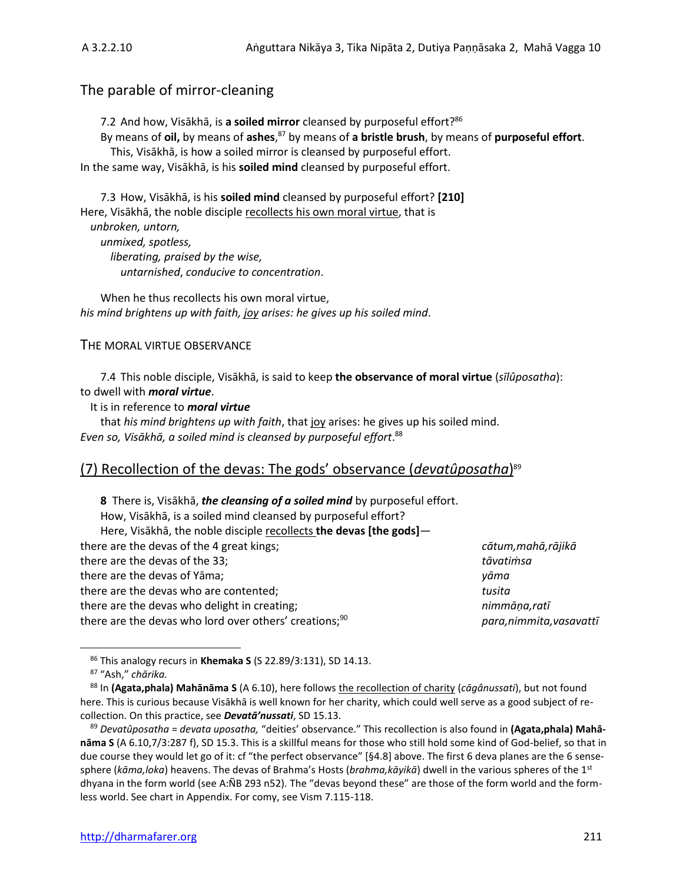## The parable of mirror-cleaning

7.2 And how, Visākhā, is **a soiled mirror** cleansed by purposeful effort?[86]

By means of **oil,** by means of **ashes**,[87] by means of **a bristle brush**, by means of **purposeful effort**.

This, Visākhā, is how a soiled mirror is cleansed by purposeful effort.

In the same way, Visākhā, is his **soiled mind** cleansed by purposeful effort.

7.3 How, Visākhā, is his **soiled mind** cleansed by purposeful effort? **[210]**

Here, Visākhā, the noble disciple recollects his own moral virtue, that is

*unbroken, untorn,*
*unmixed, spotless,*
*liberating, praised by the wise,*
*untarnished*, *conducive to concentration*.

When he thus recollects his own moral virtue,

*his mind brightens up with faith, joy arises: he gives up his soiled mind*.

### THE MORAL VIRTUE OBSERVANCE

7.4 This noble disciple, Visākhā, is said to keep **the observance of moral virtue** (*sīlûposatha*): to dwell with ***moral virtue***.

It is in reference to ***moral virtue***

that *his mind brightens up with faith*, that joy arises: he gives up his soiled mind.

*Even so, Visākhā, a soiled mind is cleansed by purposeful effort*.[88]

## (7) Recollection of the devas: The gods' observance (*devatûposatha*)[89]

**8** There is, Visākhā, ***the cleansing of a soiled mind*** by purposeful effort.

How, Visākhā, is a soiled mind cleansed by purposeful effort?

Here, Visākhā, the noble disciple recollects **the devas [the gods]**—

| | |
|---|---|
| there are the devas of the 4 great kings; | *cātum,mahā,rājikā* |
| there are the devas of the 33; | *tāvatiṁsa* |
| there are the devas of Yāma; | *yāma* |
| there are the devas who are contented; | *tusita* |
| there are the devas who delight in creating; | *nimmāṇa,ratī* |
| there are the devas who lord over others' creations;[90] | *para,nimmita,vasavattī* |

---

[86] This analogy recurs in **Khemaka S** (S 22.89/3:131), SD 14.13.

[87] "Ash," *chārika.*

[88] In **(Agata,phala) Mahānāma S** (A 6.10), here follows the recollection of charity (*cāgânussati*), but not found here. This is curious because Visākhā is well known for her charity, which could well serve as a good subject of recollection. On this practice, see ***Devatā'nussati***, SD 15.13.

[89] *Devatûposatha = devata uposatha,* "deities' observance." This recollection is also found in **(Agata,phala) Mahānāma S** (A 6.10,7/3:287 f), SD 15.3. This is a skillful means for those who still hold some kind of God-belief, so that in due course they would let go of it: cf "the perfect observance" [§4.8] above. The first 6 deva planes are the 6 sense-sphere (*kāma,loka*) heavens. The devas of Brahma's Hosts (*brahma,kāyikā*) dwell in the various spheres of the 1st dhyana in the form world (see A:ÑB 293 n52). The "devas beyond these" are those of the form world and the formless world. See chart in Appendix. For comy, see Vism 7.115-118.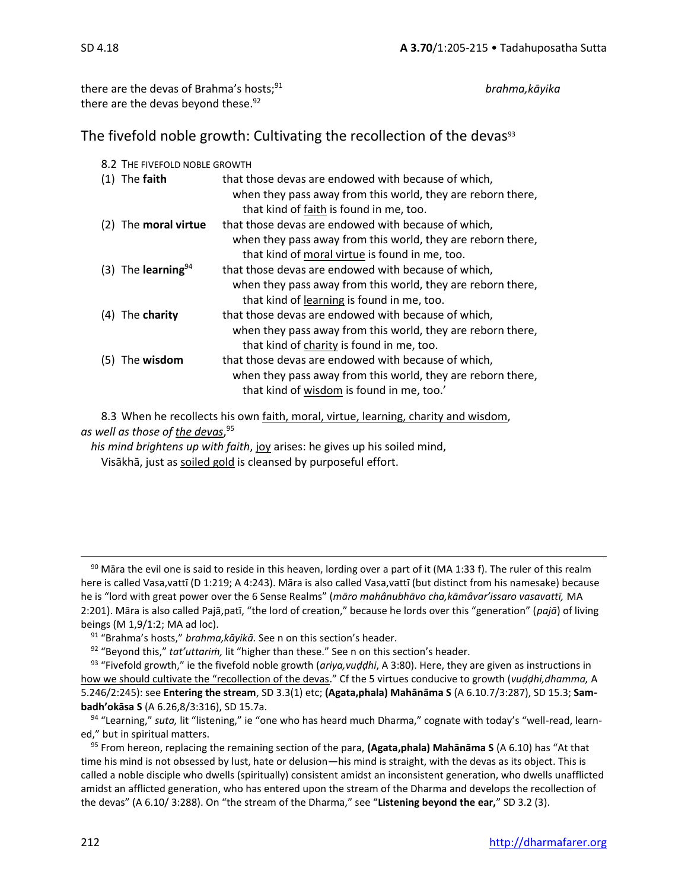there are the devas of Brahma's hosts;[91] *brahma,kāyika*
there are the devas beyond these.[92]

## The fivefold noble growth: Cultivating the recollection of the devas[93]

8.2 The fivefold noble growth

(1) The **faith** that those devas are endowed with because of which,
when they pass away from this world, they are reborn there,
that kind of faith is found in me, too.

(2) The **moral virtue** that those devas are endowed with because of which,
when they pass away from this world, they are reborn there,
that kind of moral virtue is found in me, too.

(3) The **learning**[94] that those devas are endowed with because of which,
when they pass away from this world, they are reborn there,
that kind of learning is found in me, too.

(4) The **charity** that those devas are endowed with because of which,
when they pass away from this world, they are reborn there,
that kind of charity is found in me, too.

(5) The **wisdom** that those devas are endowed with because of which,
when they pass away from this world, they are reborn there,
that kind of wisdom is found in me, too.'

8.3 When he recollects his own faith, moral, virtue, learning, charity and wisdom, *as well as those of the devas*,[95]
*his mind brightens up with faith*, joy arises: he gives up his soiled mind,
Visākhā, just as soiled gold is cleansed by purposeful effort.

---

[90] Māra the evil one is said to reside in this heaven, lording over a part of it (MA 1:33 f). The ruler of this realm here is called Vasa,vattī (D 1:219; A 4:243). Māra is also called Vasa,vattī (but distinct from his namesake) because he is "lord with great power over the 6 Sense Realms" (*māro mahânubhāvo cha,kāmâvar'issaro vasavattī,* MA 2:201). Māra is also called Pajā,patī, "the lord of creation," because he lords over this "generation" (*pajā*) of living beings (M 1,9/1:2; MA ad loc).

[91] "Brahma's hosts," *brahma,kāyikā.* See n on this section's header.

[92] "Beyond this," *tat'uttariṁ,* lit "higher than these." See n on this section's header.

[93] "Fivefold growth," ie the fivefold noble growth (*ariya,vuḍḍhi*, A 3:80). Here, they are given as instructions in how we should cultivate the "recollection of the devas." Cf the 5 virtues conducive to growth (*vuḍḍhi,dhamma,* A 5.246/2:245): see **Entering the stream**, SD 3.3(1) etc; **(Agata,phala) Mahānāma S** (A 6.10.7/3:287), SD 15.3; **Sambadh'okāsa S** (A 6.26,8/3:316), SD 15.7a.

[94] "Learning," *suta,* lit "listening," ie "one who has heard much Dharma," cognate with today's "well-read, learned," but in spiritual matters.

[95] From hereon, replacing the remaining section of the para, **(Agata,phala) Mahānāma S** (A 6.10) has "At that time his mind is not obsessed by lust, hate or delusion—his mind is straight, with the devas as its object. This is called a noble disciple who dwells (spiritually) consistent amidst an inconsistent generation, who dwells unafflicted amidst an afflicted generation, who has entered upon the stream of the Dharma and develops the recollection of the devas" (A 6.10/ 3:288). On "the stream of the Dharma," see "**Listening beyond the ear,**" SD 3.2 (3).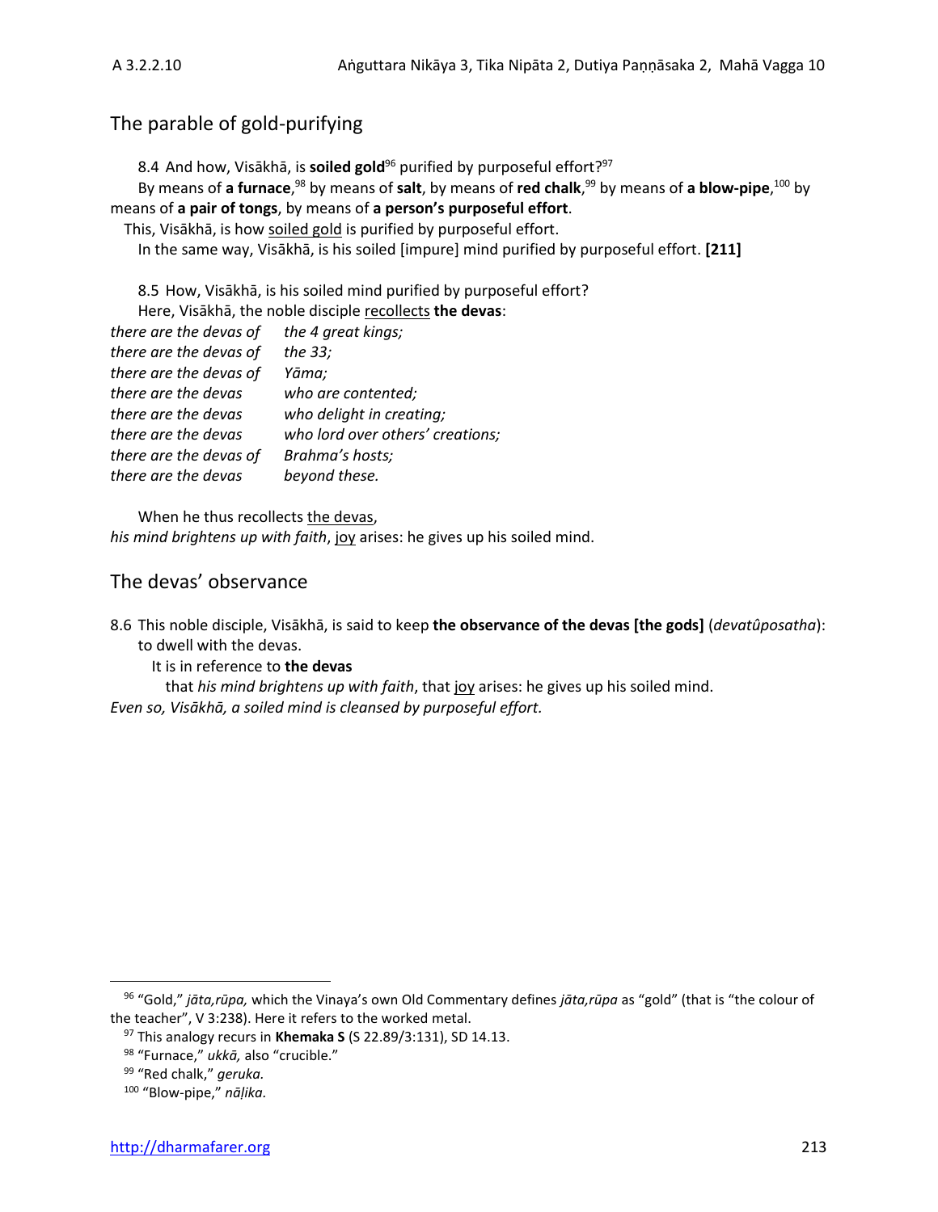## The parable of gold-purifying

8.4 And how, Visākhā, is **soiled gold**[96] purified by purposeful effort?[97]

By means of **a furnace**,[98] by means of **salt**, by means of **red chalk**,[99] by means of **a blow-pipe**,[100] by means of **a pair of tongs**, by means of **a person's purposeful effort**.

This, Visākhā, is how soiled gold is purified by purposeful effort.

In the same way, Visākhā, is his soiled [impure] mind purified by purposeful effort. **[211]**

8.5 How, Visākhā, is his soiled mind purified by purposeful effort?

Here, Visākhā, the noble disciple recollects **the devas**:

*there are the devas of the 4 great kings;*
*there are the devas of the 33;*
*there are the devas of Yāma;*
*there are the devas who are contented;*
*there are the devas who delight in creating;*
*there are the devas who lord over others' creations;*
*there are the devas of Brahma's hosts;*
*there are the devas beyond these.*

When he thus recollects the devas,
*his mind brightens up with faith*, joy arises: he gives up his soiled mind.

## The devas' observance

8.6 This noble disciple, Visākhā, is said to keep **the observance of the devas [the gods]** (*devatûposatha*): to dwell with the devas.

It is in reference to **the devas**
that *his mind brightens up with faith*, that joy arises: he gives up his soiled mind.

*Even so, Visākhā, a soiled mind is cleansed by purposeful effort.*

---

[96] "Gold," *jāta,rūpa,* which the Vinaya's own Old Commentary defines *jāta,rūpa* as "gold" (that is "the colour of the teacher", V 3:238). Here it refers to the worked metal.

[97] This analogy recurs in **Khemaka S** (S 22.89/3:131), SD 14.13.

[98] "Furnace," *ukkā,* also "crucible."

[99] "Red chalk," *geruka.*

[100] "Blow-pipe," *nāḷika.*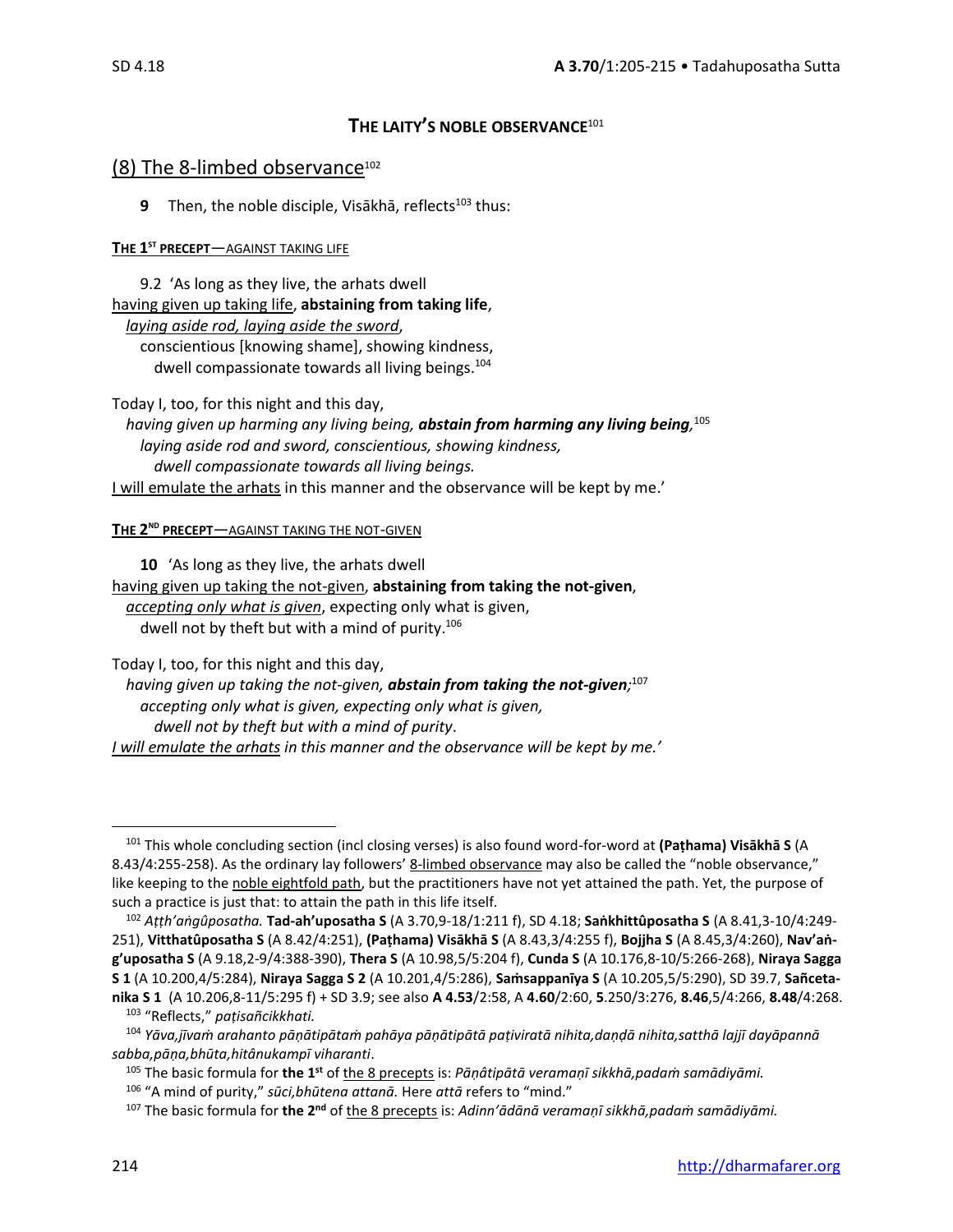## THE LAITY'S NOBLE OBSERVANCE[101]

### (8) The 8-limbed observance[102]

**9** Then, the noble disciple, Visākhā, reflects[103] thus:

**THE 1ST PRECEPT**—AGAINST TAKING LIFE

9.2 'As long as they live, the arhats dwell
having given up taking life, **abstaining from taking life**,
*laying aside rod, laying aside the sword*,
conscientious [knowing shame], showing kindness,
dwell compassionate towards all living beings.[104]

Today I, too, for this night and this day,
*having given up harming any living being,* ***abstain from harming any living being,***[105]
*laying aside rod and sword, conscientious, showing kindness,*
*dwell compassionate towards all living beings.*
I will emulate the arhats in this manner and the observance will be kept by me.'

**THE 2ND PRECEPT**—AGAINST TAKING THE NOT-GIVEN

**10** 'As long as they live, the arhats dwell
having given up taking the not-given, **abstaining from taking the not-given**,
*accepting only what is given*, expecting only what is given,
dwell not by theft but with a mind of purity.[106]

Today I, too, for this night and this day,
*having given up taking the not-given,* ***abstain from taking the not-given;***[107]
*accepting only what is given, expecting only what is given,*
*dwell not by theft but with a mind of purity*.
*I will emulate the arhats in this manner and the observance will be kept by me.'*

---

[101] This whole concluding section (incl closing verses) is also found word-for-word at **(Paṭhama) Visākhā S** (A 8.43/4:255-258). As the ordinary lay followers' 8-limbed observance may also be called the "noble observance," like keeping to the noble eightfold path, but the practitioners have not yet attained the path. Yet, the purpose of such a practice is just that: to attain the path in this life itself.

[102] *Aṭṭh'aṅgûposatha.* **Tad-ah'uposatha S** (A 3.70,9-18/1:211 f), SD 4.18; **Saṅkhittûposatha S** (A 8.41,3-10/4:249-251), **Vitthatûposatha S** (A 8.42/4:251), **(Paṭhama) Visākhā S** (A 8.43,3/4:255 f), **Bojjha S** (A 8.45,3/4:260), **Nav'aṅg'uposatha S** (A 9.18,2-9/4:388-390), **Thera S** (A 10.98,5/5:204 f), **Cunda S** (A 10.176,8-10/5:266-268), **Niraya Sagga S 1** (A 10.200,4/5:284), **Niraya Sagga S 2** (A 10.201,4/5:286), **Saṁsappanīya S** (A 10.205,5/5:290), SD 39.7, **Sañcetanika S 1** (A 10.206,8-11/5:295 f) + SD 3.9; see also **A 4.53**/2:58, A **4.60**/2:60, **5**.250/3:276, **8.46**,5/4:266, **8.48**/4:268.

[103] "Reflects," *paṭisañcikkhati.*

[104] *Yāva,jīvaṁ arahanto pāṇātipātaṁ pahāya pāṇātipātā paṭiviratā nihita,daṇḍā nihita,satthā lajjī dayāpannā sabba,pāṇa,bhūta,hitânukampī viharanti*.

[105] The basic formula for **the 1st** of the 8 precepts is: *Pāṇâtipātā veramaṇī sikkhā,padaṁ samādiyāmi.*

[106] "A mind of purity," *sūci,bhūtena attanā.* Here *attā* refers to "mind."

[107] The basic formula for **the 2nd** of the 8 precepts is: *Adinn'ādānā veramaṇī sikkhā,padaṁ samādiyāmi.*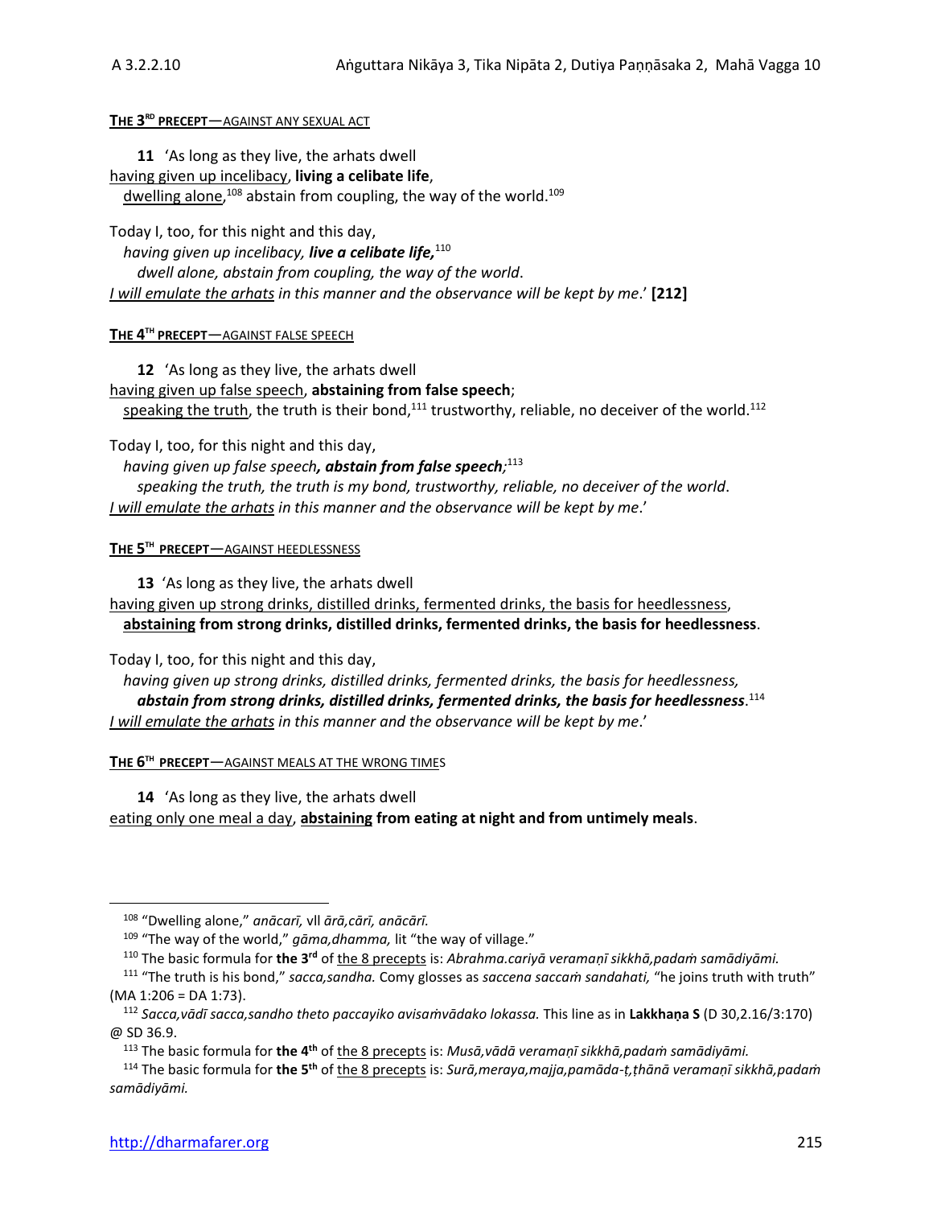**THE 3RD PRECEPT**—AGAINST ANY SEXUAL ACT

**11** 'As long as they live, the arhats dwell
having given up incelibacy, **living a celibate life**,
dwelling alone,[108] abstain from coupling, the way of the world.[109]

Today I, too, for this night and this day,
*having given up incelibacy, **live a celibate life,***[110]
*dwell alone, abstain from coupling, the way of the world*.
*I will emulate the arhats in this manner and the observance will be kept by me*.' **[212]**

**THE 4TH PRECEPT**—AGAINST FALSE SPEECH

**12** 'As long as they live, the arhats dwell
having given up false speech, **abstaining from false speech**;
speaking the truth, the truth is their bond,[111] trustworthy, reliable, no deceiver of the world.[112]

Today I, too, for this night and this day,
*having given up false speech**, abstain from false speech**;*[113]
*speaking the truth, the truth is my bond, trustworthy, reliable, no deceiver of the world*.
*I will emulate the arhats in this manner and the observance will be kept by me*.'

**THE 5TH PRECEPT**—AGAINST HEEDLESSNESS

**13** 'As long as they live, the arhats dwell
having given up strong drinks, distilled drinks, fermented drinks, the basis for heedlessness,
**abstaining from strong drinks, distilled drinks, fermented drinks, the basis for heedlessness**.

Today I, too, for this night and this day,
*having given up strong drinks, distilled drinks, fermented drinks, the basis for heedlessness,*
***abstain from strong drinks, distilled drinks, fermented drinks, the basis for heedlessness***.[114]
*I will emulate the arhats in this manner and the observance will be kept by me*.'

**THE 6TH PRECEPT**—AGAINST MEALS AT THE WRONG TIMES

**14** 'As long as they live, the arhats dwell
eating only one meal a day, **abstaining from eating at night and from untimely meals**.

---

[108] "Dwelling alone," *anācarī,* vll *ārā,cārī, anācārī.*

[109] "The way of the world," *gāma,dhamma,* lit "the way of village."

[110] The basic formula for **the 3rd** of the 8 precepts is: *Abrahma.cariyā veramaṇī sikkhā,padaṁ samādiyāmi.*

[111] "The truth is his bond," *sacca,sandha.* Comy glosses as *saccena saccaṁ sandahati,* "he joins truth with truth" (MA 1:206 = DA 1:73).

[112] *Sacca,vādī sacca,sandho theto paccayiko avisaṁvādako lokassa.* This line as in **Lakkhaṇa S** (D 30,2.16/3:170) @ SD 36.9.

[113] The basic formula for **the 4th** of the 8 precepts is: *Musā,vādā veramaṇī sikkhā,padaṁ samādiyāmi.*

[114] The basic formula for **the 5th** of the 8 precepts is: *Surā,meraya,majja,pamāda-ṭ,ṭhānā veramaṇī sikkhā,padaṁ samādiyāmi.*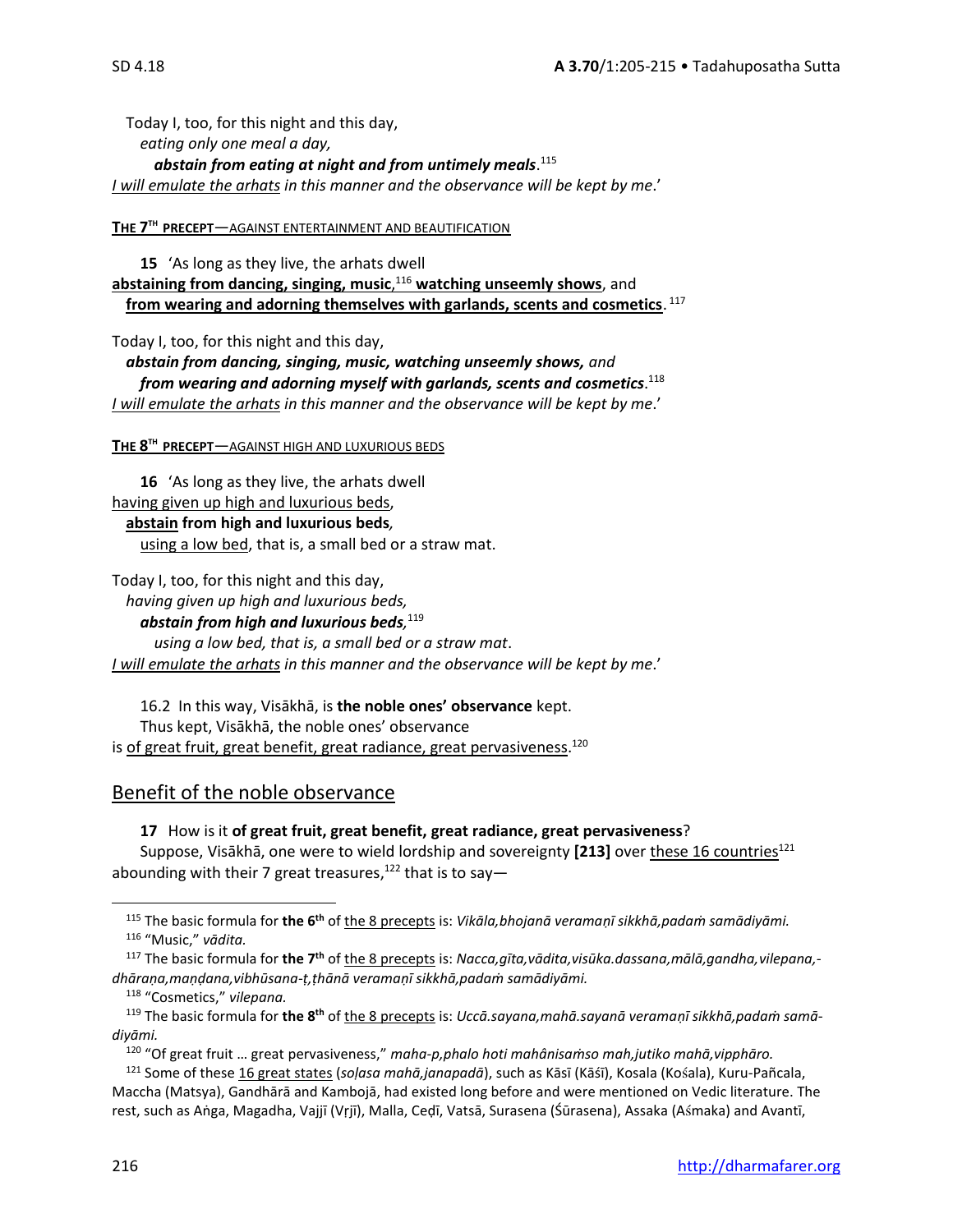Today I, too, for this night and this day,
*eating only one meal a day,*
***abstain from eating at night and from untimely meals***.[115]
*I will emulate the arhats in this manner and the observance will be kept by me*.'

**THE 7[TH] PRECEPT**—AGAINST ENTERTAINMENT AND BEAUTIFICATION

**15** 'As long as they live, the arhats dwell
**abstaining from dancing, singing, music**,[116] **watching unseemly shows**, and
**from wearing and adorning themselves with garlands, scents and cosmetics**.[117]

Today I, too, for this night and this day,
***abstain from dancing, singing, music, watching unseemly shows,*** *and*
***from wearing and adorning myself with garlands, scents and cosmetics***.[118]
*I will emulate the arhats in this manner and the observance will be kept by me*.'

**THE 8[TH] PRECEPT**—AGAINST HIGH AND LUXURIOUS BEDS

**16** 'As long as they live, the arhats dwell
having given up high and luxurious beds,
**abstain from high and luxurious beds***,*
using a low bed, that is, a small bed or a straw mat.

Today I, too, for this night and this day,
*having given up high and luxurious beds,*
***abstain from high and luxurious beds****,*[119]
*using a low bed, that is, a small bed or a straw mat*.
*I will emulate the arhats in this manner and the observance will be kept by me*.'

16.2 In this way, Visākhā, is **the noble ones' observance** kept.
Thus kept, Visākhā, the noble ones' observance
is of great fruit, great benefit, great radiance, great pervasiveness.[120]

## Benefit of the noble observance

**17** How is it **of great fruit, great benefit, great radiance, great pervasiveness**?
Suppose, Visākhā, one were to wield lordship and sovereignty **[213]** over these 16 countries[121] abounding with their 7 great treasures,[122] that is to say—

---

[115] The basic formula for **the 6[th]** of the 8 precepts is: *Vikāla,bhojanā veramaṇī sikkhā,padaṁ samādiyāmi.*

[116] "Music," *vādita.*

[117] The basic formula for **the 7[th]** of the 8 precepts is: *Nacca,gīta,vādita,visūka.dassana,mālā,gandha,vilepana,-dhāraṇa,maṇḍana,vibhūsana-ṭ,ṭhānā veramaṇī sikkhā,padaṁ samādiyāmi.*

[118] "Cosmetics," *vilepana.*

[119] The basic formula for **the 8[th]** of the 8 precepts is: *Uccā.sayana,mahā.sayanā veramaṇī sikkhā,padaṁ samādiyāmi.*

[120] "Of great fruit … great pervasiveness," *maha-p,phalo hoti mahânisaṁso mah,jutiko mahā,vipphāro.*

[121] Some of these 16 great states (*soḷasa mahā,janapadā*), such as Kāsī (Kāśī), Kosala (Kośala), Kuru-Pañcala, Maccha (Matsya), Gandhārā and Kambojā, had existed long before and were mentioned on Vedic literature. The rest, such as Aṅga, Magadha, Vajjī (Vṛjī), Malla, Ceḍī, Vatsā, Surasena (Śūrasena), Assaka (Aśmaka) and Avantī,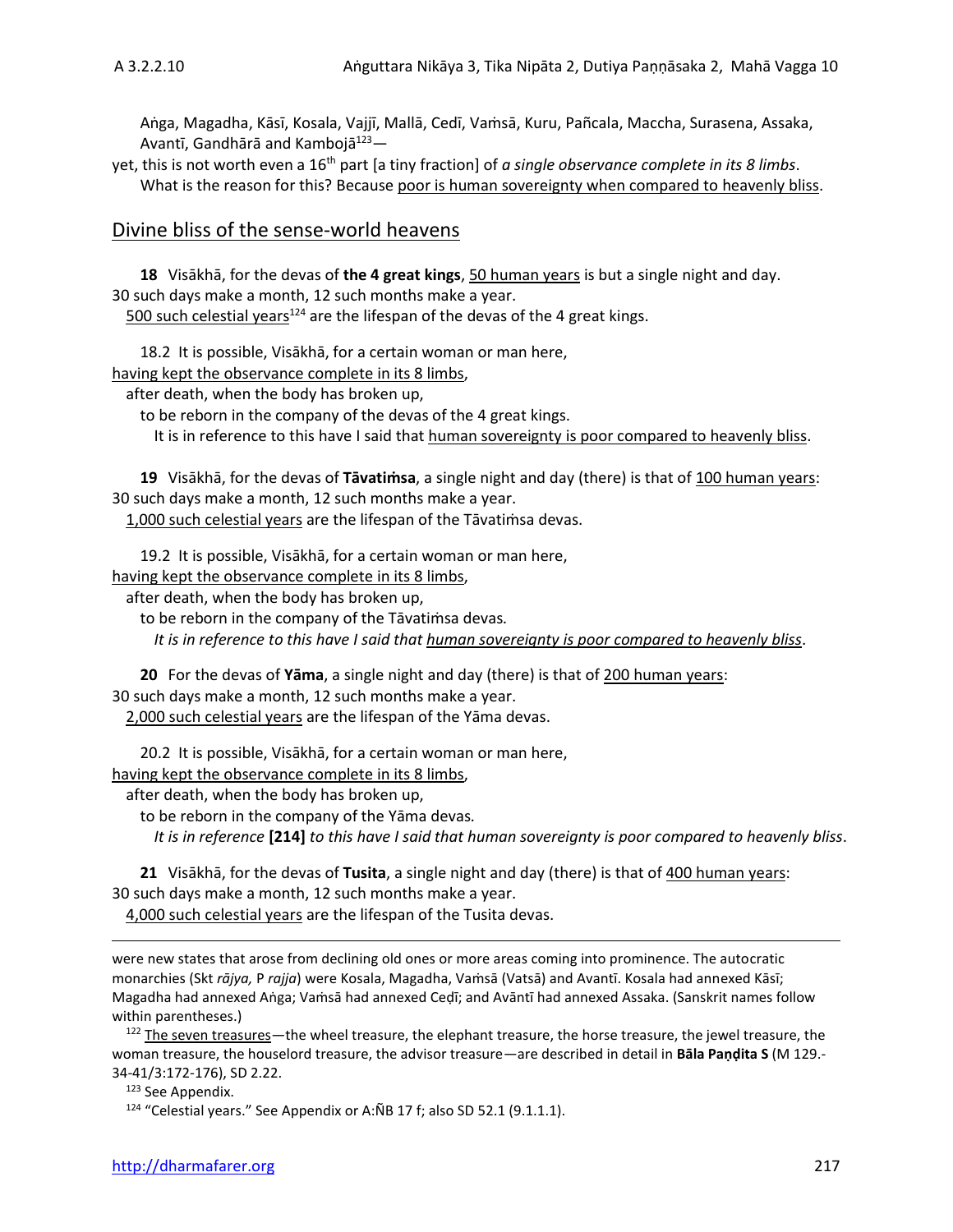Aṅga, Magadha, Kāsī, Kosala, Vajjī, Mallā, Cedī, Vaṁsā, Kuru, Pañcala, Maccha, Surasena, Assaka, Avantī, Gandhārā and Kambojā[123]—

yet, this is not worth even a 16th part [a tiny fraction] of *a single observance complete in its 8 limbs*.

What is the reason for this? Because poor is human sovereignty when compared to heavenly bliss.

## Divine bliss of the sense-world heavens

**18** Visākhā, for the devas of **the 4 great kings**, 50 human years is but a single night and day.
30 such days make a month, 12 such months make a year.
500 such celestial years[124] are the lifespan of the devas of the 4 great kings.

18.2 It is possible, Visākhā, for a certain woman or man here,
having kept the observance complete in its 8 limbs,
after death, when the body has broken up,
to be reborn in the company of the devas of the 4 great kings.
It is in reference to this have I said that human sovereignty is poor compared to heavenly bliss.

**19** Visākhā, for the devas of **Tāvatiṁsa**, a single night and day (there) is that of 100 human years:
30 such days make a month, 12 such months make a year.
1,000 such celestial years are the lifespan of the Tāvatiṁsa devas.

19.2 It is possible, Visākhā, for a certain woman or man here,
having kept the observance complete in its 8 limbs,
after death, when the body has broken up,
to be reborn in the company of the Tāvatiṁsa devas.
*It is in reference to this have I said that human sovereignty is poor compared to heavenly bliss*.

**20** For the devas of **Yāma**, a single night and day (there) is that of 200 human years:
30 such days make a month, 12 such months make a year.
2,000 such celestial years are the lifespan of the Yāma devas.

20.2 It is possible, Visākhā, for a certain woman or man here,
having kept the observance complete in its 8 limbs,
after death, when the body has broken up,
to be reborn in the company of the Yāma devas.
*It is in reference* **[214]** *to this have I said that human sovereignty is poor compared to heavenly bliss*.

**21** Visākhā, for the devas of **Tusita**, a single night and day (there) is that of 400 human years:
30 such days make a month, 12 such months make a year.
4,000 such celestial years are the lifespan of the Tusita devas.

---

were new states that arose from declining old ones or more areas coming into prominence. The autocratic monarchies (Skt *rājya,* P *rajja*) were Kosala, Magadha, Vaṁsā (Vatsā) and Avantī. Kosala had annexed Kāsī; Magadha had annexed Aṅga; Vaṁsā had annexed Ceḍī; and Avāntī had annexed Assaka. (Sanskrit names follow within parentheses.)

[122] The seven treasures—the wheel treasure, the elephant treasure, the horse treasure, the jewel treasure, the woman treasure, the houselord treasure, the advisor treasure—are described in detail in **Bāla Paṇḍita S** (M 129.-34-41/3:172-176), SD 2.22.

[123] See Appendix.

[124] "Celestial years." See Appendix or A:ÑB 17 f; also SD 52.1 (9.1.1.1).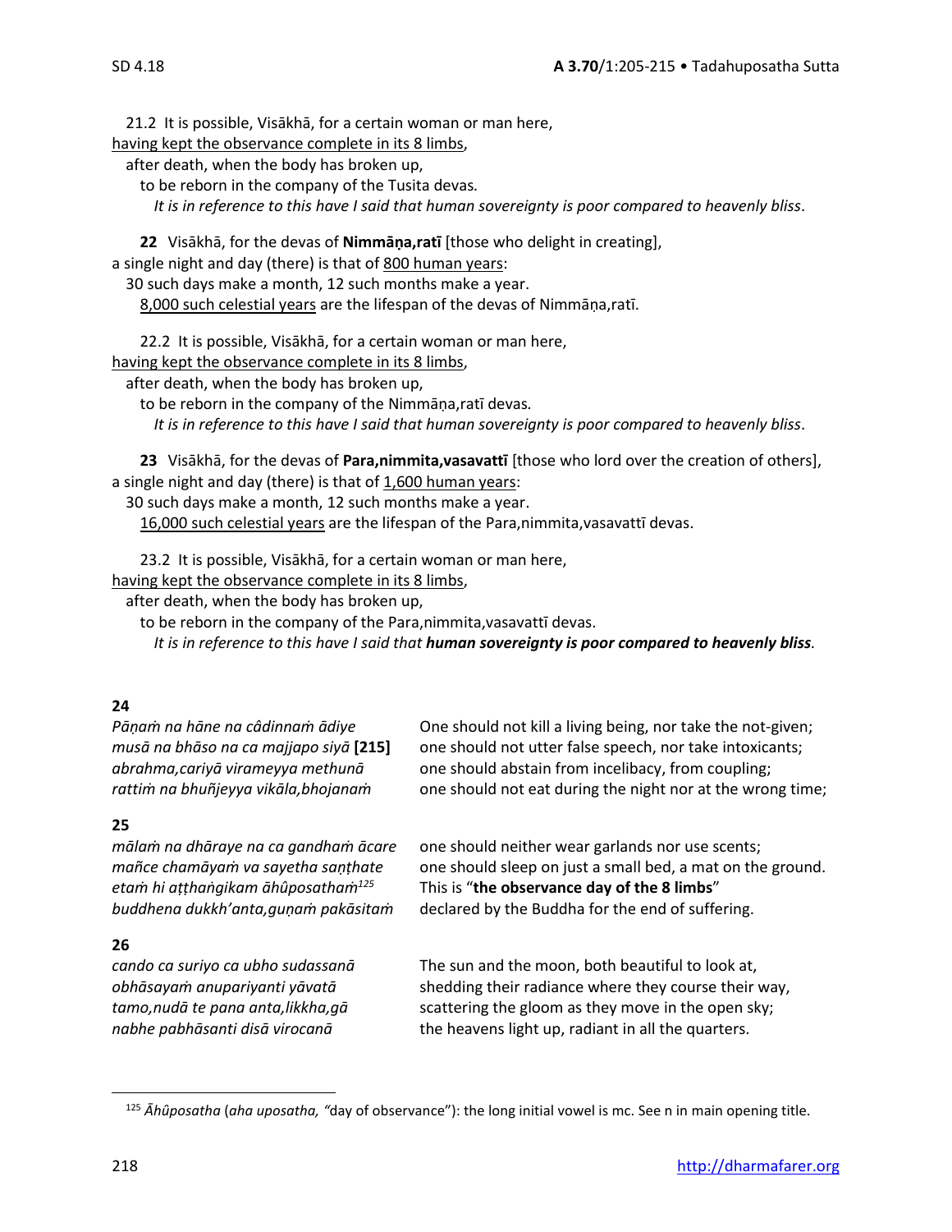21.2 It is possible, Visākhā, for a certain woman or man here,
<u>having kept the observance complete in its 8 limbs</u>,
after death, when the body has broken up,
to be reborn in the company of the Tusita devas.
*It is in reference to this have I said that human sovereignty is poor compared to heavenly bliss*.

**22** Visākhā, for the devas of **Nimmāṇa,ratī** [those who delight in creating],
a single night and day (there) is that of <u>800 human years</u>:
30 such days make a month, 12 such months make a year.
<u>8,000 such celestial years</u> are the lifespan of the devas of Nimmāṇa,ratī.

22.2 It is possible, Visākhā, for a certain woman or man here,
<u>having kept the observance complete in its 8 limbs</u>,
after death, when the body has broken up,
to be reborn in the company of the Nimmāṇa,ratī devas.
*It is in reference to this have I said that human sovereignty is poor compared to heavenly bliss*.

**23** Visākhā, for the devas of **Para,nimmita,vasavattī** [those who lord over the creation of others],
a single night and day (there) is that of <u>1,600 human years</u>:
30 such days make a month, 12 such months make a year.
<u>16,000 such celestial years</u> are the lifespan of the Para,nimmita,vasavattī devas.

23.2 It is possible, Visākhā, for a certain woman or man here,
<u>having kept the observance complete in its 8 limbs</u>,
after death, when the body has broken up,
to be reborn in the company of the Para,nimmita,vasavattī devas.
*It is in reference to this have I said that* ***human sovereignty is poor compared to heavenly bliss***.

**24**

| | |
|---|---|
| *Pāṇaṁ na hāne na câdinnaṁ ādiye* | One should not kill a living being, nor take the not-given; |
| *musā na bhāso na ca majjapo siyā* **[215]** | one should not utter false speech, nor take intoxicants; |
| *abrahma,cariyā virameyya methunā* | one should abstain from incelibacy, from coupling; |
| *rattiṁ na bhuñjeyya vikāla,bhojanaṁ* | one should not eat during the night nor at the wrong time; |

**25**

| | |
|---|---|
| *mālaṁ na dhāraye na ca gandhaṁ ācare* | one should neither wear garlands nor use scents; |
| *mañce chamāyaṁ va sayetha saṇṭhate* | one should sleep on just a small bed, a mat on the ground. |
| *etaṁ hi aṭṭhaṅgikam āhûposathaṁ*[125] | This is "**the observance day of the 8 limbs**" |
| *buddhena dukkh'anta,guṇaṁ pakāsitaṁ* | declared by the Buddha for the end of suffering. |

**26**

| | |
|---|---|
| *cando ca suriyo ca ubho sudassanā* | The sun and the moon, both beautiful to look at, |
| *obhāsayaṁ anupariyanti yāvatā* | shedding their radiance where they course their way, |
| *tamo,nudā te pana anta,likkha,gā* | scattering the gloom as they move in the open sky; |
| *nabhe pabhāsanti disā virocanā* | the heavens light up, radiant in all the quarters. |

---

[125] *Āhûposatha* (*aha uposatha, "*day of observance"): the long initial vowel is mc. See n in main opening title.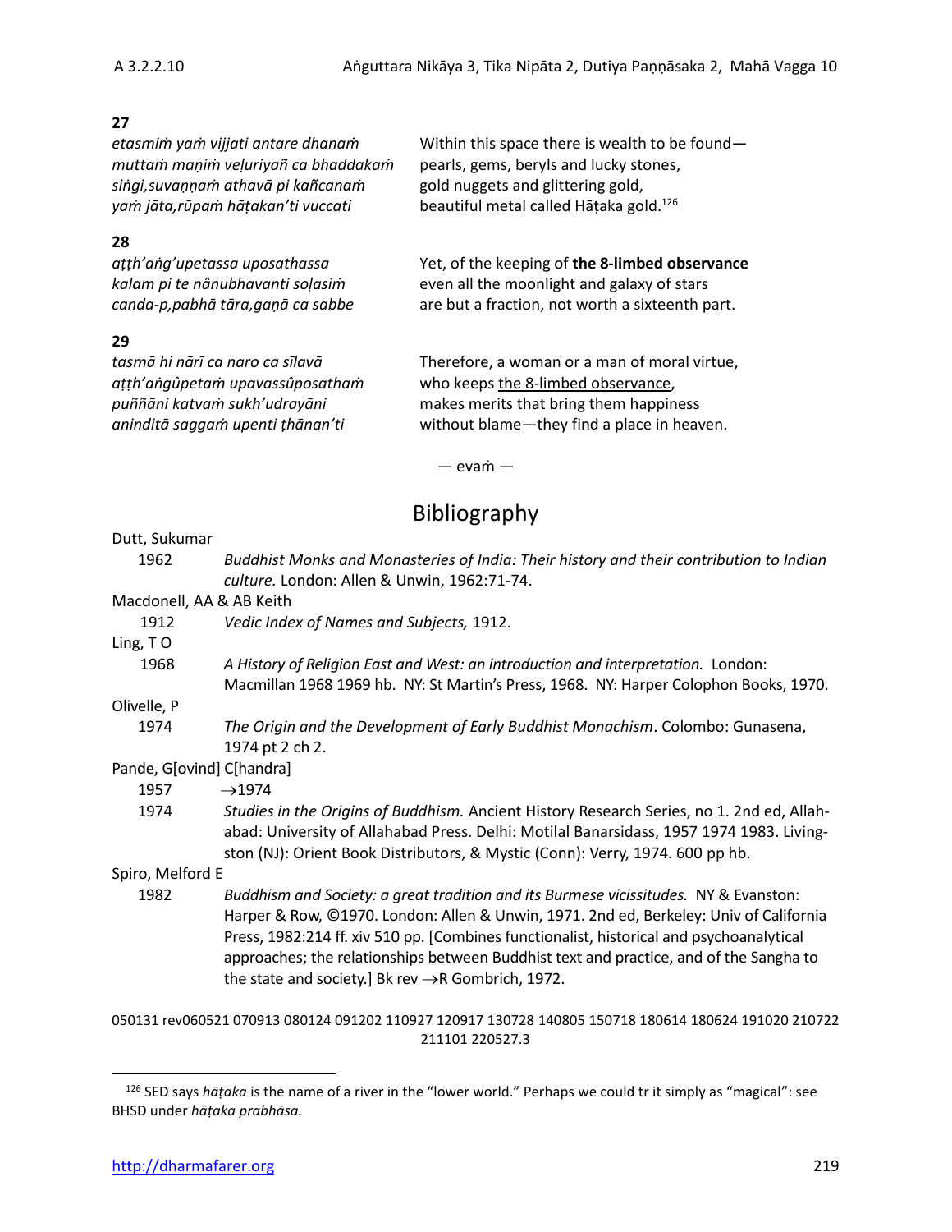**27**

| | |
|---|---|
| *etasmiṁ yaṁ vijjati antare dhanaṁ* | Within this space there is wealth to be found— |
| *muttaṁ maṇiṁ veḷuriyañ ca bhaddakaṁ* | pearls, gems, beryls and lucky stones, |
| *siṅgi,suvaṇṇaṁ athavā pi kañcanaṁ* | gold nuggets and glittering gold, |
| *yaṁ jāta,rūpaṁ hāṭakan'ti vuccati* | beautiful metal called Hāṭaka gold.[126] |

**28**

| | |
|---|---|
| *aṭṭh'aṅg'upetassa uposathassa* | Yet, of the keeping of **the 8-limbed observance** |
| *kalam pi te nânubhavanti soḷasiṁ* | even all the moonlight and galaxy of stars |
| *canda-p,pabhā tāra,gaṇā ca sabbe* | are but a fraction, not worth a sixteenth part. |

**29**

| | |
|---|---|
| *tasmā hi nārī ca naro ca sīlavā* | Therefore, a woman or a man of moral virtue, |
| *aṭṭh'aṅgûpetaṁ upavassûposathaṁ* | who keeps the 8-limbed observance, |
| *puññāni katvaṁ sukh'udrayāni* | makes merits that bring them happiness |
| *aninditā saggaṁ upenti ṭhānan'ti* | without blame—they find a place in heaven. |

— evaṁ —

## Bibliography

Dutt, Sukumar
- 1962 — *Buddhist Monks and Monasteries of India: Their history and their contribution to Indian culture.* London: Allen & Unwin, 1962:71-74.

Macdonell, AA & AB Keith
- 1912 — *Vedic Index of Names and Subjects,* 1912.

Ling, T O
- 1968 — *A History of Religion East and West: an introduction and interpretation.* London: Macmillan 1968 1969 hb. NY: St Martin's Press, 1968. NY: Harper Colophon Books, 1970.

Olivelle, P
- 1974 — *The Origin and the Development of Early Buddhist Monachism*. Colombo: Gunasena, 1974 pt 2 ch 2.

Pande, G[ovind] C[handra]
- 1957 — →1974
- 1974 — *Studies in the Origins of Buddhism.* Ancient History Research Series, no 1. 2nd ed, Allahabad: University of Allahabad Press. Delhi: Motilal Banarsidass, 1957 1974 1983. Livingston (NJ): Orient Book Distributors, & Mystic (Conn): Verry, 1974. 600 pp hb.

Spiro, Melford E
- 1982 — *Buddhism and Society: a great tradition and its Burmese vicissitudes.* NY & Evanston: Harper & Row, ©1970. London: Allen & Unwin, 1971. 2nd ed, Berkeley: Univ of California Press, 1982:214 ff. xiv 510 pp. [Combines functionalist, historical and psychoanalytical approaches; the relationships between Buddhist text and practice, and of the Sangha to the state and society.] Bk rev →R Gombrich, 1972.

050131 rev060521 070913 080124 091202 110927 120917 130728 140805 150718 180614 180624 191020 210722 211101 220527.3

---

[126] SED says *hāṭaka* is the name of a river in the "lower world." Perhaps we could tr it simply as "magical": see BHSD under *hāṭaka prabhāsa.*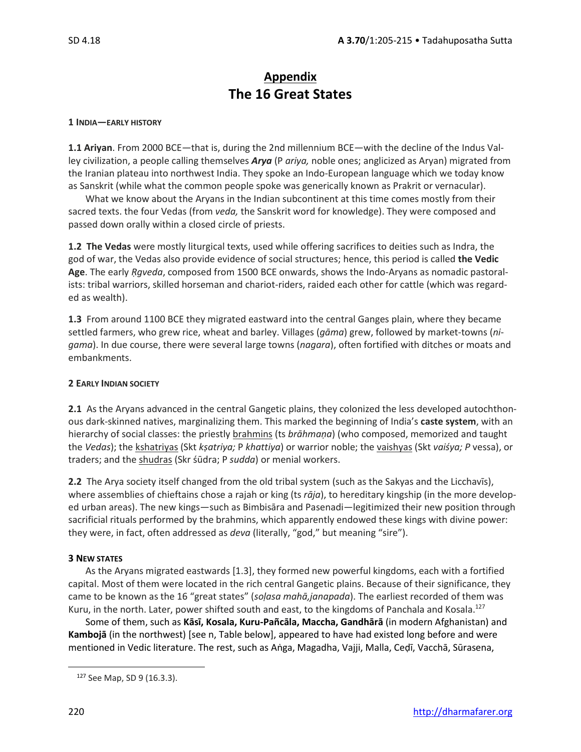# Appendix
# The 16 Great States

### 1 India—early history

**1.1 Ariyan**. From 2000 BCE—that is, during the 2nd millennium BCE—with the decline of the Indus Valley civilization, a people calling themselves ***Arya*** (P *ariya,* noble ones; anglicized as Aryan) migrated from the Iranian plateau into northwest India. They spoke an Indo-European language which we today know as Sanskrit (while what the common people spoke was generically known as Prakrit or vernacular).

What we know about the Aryans in the Indian subcontinent at this time comes mostly from their sacred texts. the four Vedas (from *veda,* the Sanskrit word for knowledge). They were composed and passed down orally within a closed circle of priests.

**1.2 The Vedas** were mostly liturgical texts, used while offering sacrifices to deities such as Indra, the god of war, the Vedas also provide evidence of social structures; hence, this period is called **the Vedic Age**. The early *Ṛgveda*, composed from 1500 BCE onwards, shows the Indo-Aryans as nomadic pastoralists: tribal warriors, skilled horseman and chariot-riders, raided each other for cattle (which was regarded as wealth).

**1.3** From around 1100 BCE they migrated eastward into the central Ganges plain, where they became settled farmers, who grew rice, wheat and barley. Villages (*gāma*) grew, followed by market-towns (*nigama*). In due course, there were several large towns (*nagara*), often fortified with ditches or moats and embankments.

### 2 Early Indian society

**2.1** As the Aryans advanced in the central Gangetic plains, they colonized the less developed autochthonous dark-skinned natives, marginalizing them. This marked the beginning of India's **caste system**, with an hierarchy of social classes: the priestly brahmins (ts *brāhmaṇa*) (who composed, memorized and taught the *Vedas*); the kshatriyas (Skt *kṣatriya;* P *khattiya*) or warrior noble; the vaishyas (Skt *vaiśya; P* vessa), or traders; and the shudras (Skr śūdra; P *sudda*) or menial workers.

**2.2** The Arya society itself changed from the old tribal system (such as the Sakyas and the Licchavīs), where assemblies of chieftains chose a rajah or king (ts *rāja*), to hereditary kingship (in the more developed urban areas). The new kings—such as Bimbisāra and Pasenadi—legitimized their new position through sacrificial rituals performed by the brahmins, which apparently endowed these kings with divine power: they were, in fact, often addressed as *deva* (literally, "god," but meaning "sire").

### 3 New states

As the Aryans migrated eastwards [1.3], they formed new powerful kingdoms, each with a fortified capital. Most of them were located in the rich central Gangetic plains. Because of their significance, they came to be known as the 16 "great states" (*soḷasa mahā,janapada*). The earliest recorded of them was Kuru, in the north. Later, power shifted south and east, to the kingdoms of Panchala and Kosala.[127]

Some of them, such as **Kāsī, Kosala, Kuru-Pañcāla, Maccha, Gandhārā** (in modern Afghanistan) and **Kambojā** (in the northwest) [see n, Table below], appeared to have had existed long before and were mentioned in Vedic literature. The rest, such as Aṅga, Magadha, Vajji, Malla, Ceḍī, Vacchā, Sūrasena,

---

[127] See Map, SD 9 (16.3.3).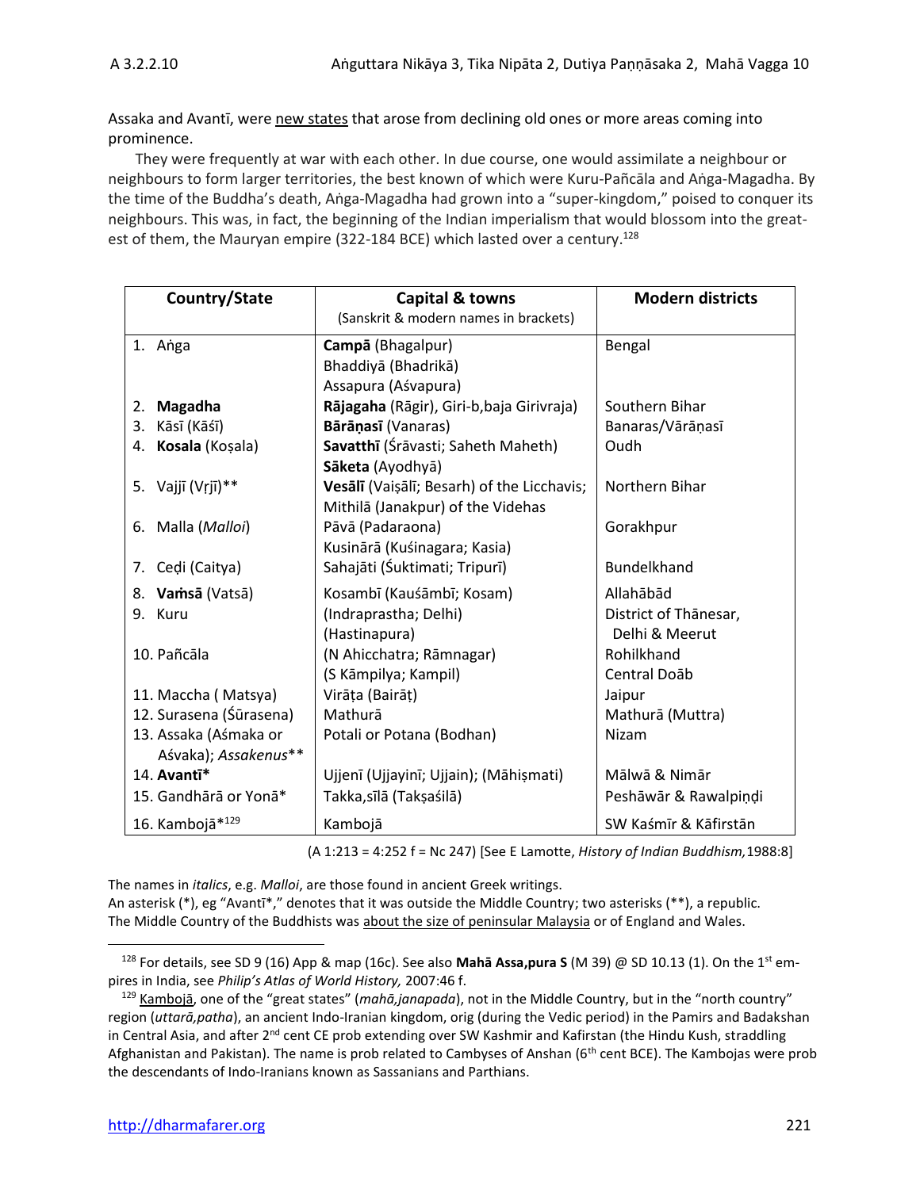Assaka and Avantī, were new states that arose from declining old ones or more areas coming into prominence.

They were frequently at war with each other. In due course, one would assimilate a neighbour or neighbours to form larger territories, the best known of which were Kuru-Pañcāla and Aṅga-Magadha. By the time of the Buddha's death, Aṅga-Magadha had grown into a "super-kingdom," poised to conquer its neighbours. This was, in fact, the beginning of the Indian imperialism that would blossom into the greatest of them, the Mauryan empire (322-184 BCE) which lasted over a century.[128]

| Country/State | Capital & towns (Sanskrit & modern names in brackets) | Modern districts |
|---|---|---|
| 1. Aṅga | **Campā** (Bhagalpur)<br>Bhaddiyā (Bhadrikā)<br>Assapura (Aśvapura) | Bengal |
| 2. **Magadha** | **Rājagaha** (Rāgir), Giri-b,baja Girivraja) | Southern Bihar |
| 3. Kāsī (Kāśī) | **Bārāṇasī** (Vanaras) | Banaras/Vārāṇasī |
| 4. **Kosala** (Koṣala) | **Savatthī** (Śrāvasti; Saheth Maheth)<br>**Sāketa** (Ayodhyā) | Oudh |
| 5. Vajjī (Vṛjī)** | **Vesālī** (Vaiṣālī; Besarh) of the Licchavis;<br>Mithilā (Janakpur) of the Videhas | Northern Bihar |
| 6. Malla (*Malloi*) | Pāvā (Padaraona)<br>Kusinārā (Kuśinagara; Kasia) | Gorakhpur |
| 7. Ceḍi (Caitya) | Sahajāti (Śuktimati; Tripurī) | Bundelkhand |
| 8. **Vaṁsā** (Vatsā) | Kosambī (Kauśāmbī; Kosam) | Allahābād |
| 9. Kuru | (Indraprastha; Delhi)<br>(Hastinapura) | District of Thānesar, Delhi & Meerut |
| 10. Pañcāla | (N Ahicchatra; Rāmnagar)<br>(S Kāmpilya; Kampil) | Rohilkhand<br>Central Doāb |
| 11. Maccha ( Matsya) | Virāṭa (Bairāṭ) | Jaipur |
| 12. Surasena (Śūrasena) | Mathurā | Mathurā (Muttra) |
| 13. Assaka (Aśmaka or Aśvaka); *Assakenus*** | Potali or Potana (Bodhan) | Nizam |
| 14. **Avantī*** | Ujjenī (Ujjayinī; Ujjain); (Māhiṣmati) | Mālwā & Nimār |
| 15. Gandhārā or Yonā* | Takka,sīlā (Takṣaśilā) | Peshāwār & Rawalpiṇḍi |
| 16. Kambojā*[129] | Kambojā | SW Kaśmīr & Kāfirstān |

(A 1:213 = 4:252 f = Nc 247) [See E Lamotte, *History of Indian Buddhism,* 1988:8]

The names in *italics*, e.g. *Malloi*, are those found in ancient Greek writings.
An asterisk (*), eg "Avantī*," denotes that it was outside the Middle Country; two asterisks (**), a republic.
The Middle Country of the Buddhists was about the size of peninsular Malaysia or of England and Wales.

---

[128] For details, see SD 9 (16) App & map (16c). See also **Mahā Assa,pura S** (M 39) @ SD 10.13 (1). On the 1st empires in India, see *Philip's Atlas of World History,* 2007:46 f.

[129] Kambojā, one of the "great states" (*mahā,janapada*), not in the Middle Country, but in the "north country" region (*uttarā,patha*), an ancient Indo-Iranian kingdom, orig (during the Vedic period) in the Pamirs and Badakshan in Central Asia, and after 2nd cent CE prob extending over SW Kashmir and Kafirstan (the Hindu Kush, straddling Afghanistan and Pakistan). The name is prob related to Cambyses of Anshan (6th cent BCE). The Kambojas were prob the descendants of Indo-Iranians known as Sassanians and Parthians.